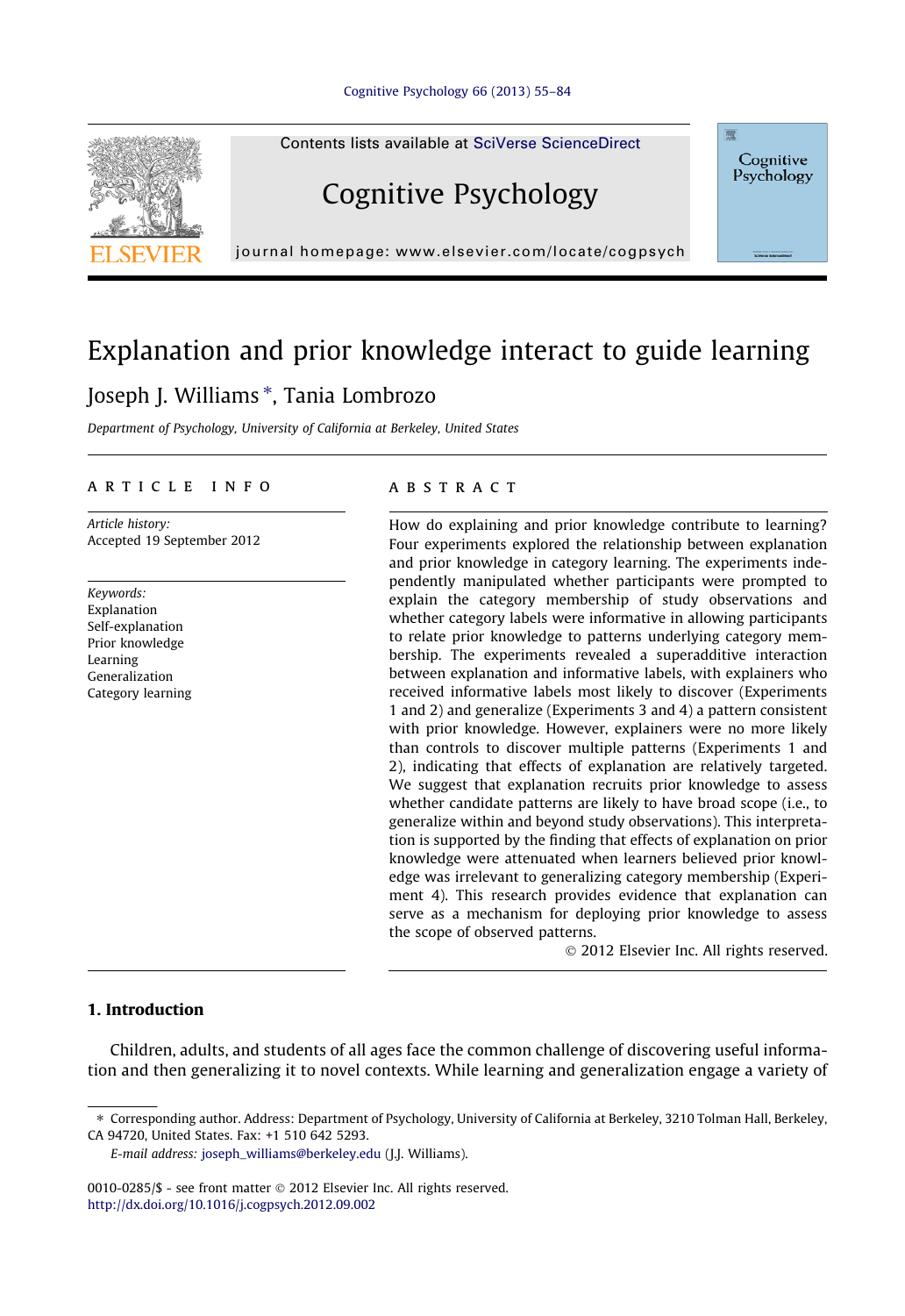# Explanation and prior knowledge interact to guide learning

Joseph J. Williams *, Tania Lombrozo

*Department of Psychology, University of California at Berkeley, United States*

## ARTICLE INFO

*Article history:*
Accepted 19 September 2012

*Keywords:*
Explanation
Self-explanation
Prior knowledge
Learning
Generalization
Category learning

## ABSTRACT

How do explaining and prior knowledge contribute to learning? Four experiments explored the relationship between explanation and prior knowledge in category learning. The experiments independently manipulated whether participants were prompted to explain the category membership of study observations and whether category labels were informative in allowing participants to relate prior knowledge to patterns underlying category membership. The experiments revealed a superadditive interaction between explanation and informative labels, with explainers who received informative labels most likely to discover (Experiments 1 and 2) and generalize (Experiments 3 and 4) a pattern consistent with prior knowledge. However, explainers were no more likely than controls to discover multiple patterns (Experiments 1 and 2), indicating that effects of explanation are relatively targeted. We suggest that explanation recruits prior knowledge to assess whether candidate patterns are likely to have broad scope (i.e., to generalize within and beyond study observations). This interpretation is supported by the finding that effects of explanation on prior knowledge were attenuated when learners believed prior knowledge was irrelevant to generalizing category membership (Experiment 4). This research provides evidence that explanation can serve as a mechanism for deploying prior knowledge to assess the scope of observed patterns.

© 2012 Elsevier Inc. All rights reserved.

## 1. Introduction

Children, adults, and students of all ages face the common challenge of discovering useful information and then generalizing it to novel contexts. While learning and generalization engage a variety of

---

* Corresponding author. Address: Department of Psychology, University of California at Berkeley, 3210 Tolman Hall, Berkeley, CA 94720, United States. Fax: +1 510 642 5293.

*E-mail address:* joseph_williams@berkeley.edu (J.J. Williams).

0010-0285/$ - see front matter © 2012 Elsevier Inc. All rights reserved.
http://dx.doi.org/10.1016/j.cogpsych.2012.09.002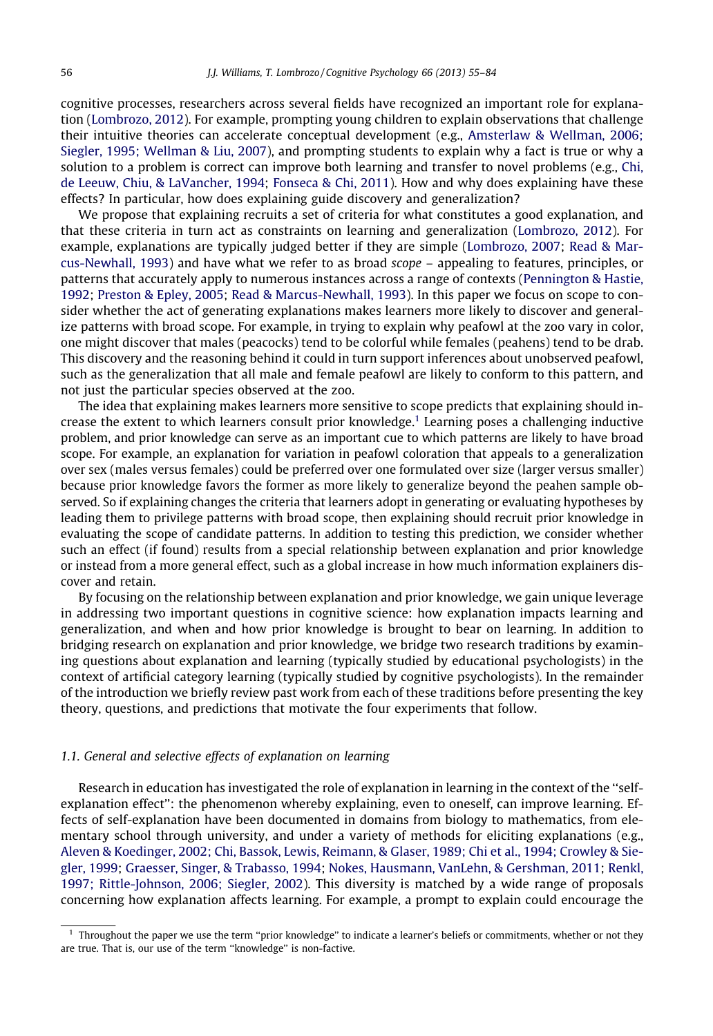cognitive processes, researchers across several fields have recognized an important role for explanation (Lombrozo, 2012). For example, prompting young children to explain observations that challenge their intuitive theories can accelerate conceptual development (e.g., Amsterlaw & Wellman, 2006; Siegler, 1995; Wellman & Liu, 2007), and prompting students to explain why a fact is true or why a solution to a problem is correct can improve both learning and transfer to novel problems (e.g., Chi, de Leeuw, Chiu, & LaVancher, 1994; Fonseca & Chi, 2011). How and why does explaining have these effects? In particular, how does explaining guide discovery and generalization?

We propose that explaining recruits a set of criteria for what constitutes a good explanation, and that these criteria in turn act as constraints on learning and generalization (Lombrozo, 2012). For example, explanations are typically judged better if they are simple (Lombrozo, 2007; Read & Marcus-Newhall, 1993) and have what we refer to as broad *scope* – appealing to features, principles, or patterns that accurately apply to numerous instances across a range of contexts (Pennington & Hastie, 1992; Preston & Epley, 2005; Read & Marcus-Newhall, 1993). In this paper we focus on scope to consider whether the act of generating explanations makes learners more likely to discover and generalize patterns with broad scope. For example, in trying to explain why peafowl at the zoo vary in color, one might discover that males (peacocks) tend to be colorful while females (peahens) tend to be drab. This discovery and the reasoning behind it could in turn support inferences about unobserved peafowl, such as the generalization that all male and female peafowl are likely to conform to this pattern, and not just the particular species observed at the zoo.

The idea that explaining makes learners more sensitive to scope predicts that explaining should increase the extent to which learners consult prior knowledge.[1] Learning poses a challenging inductive problem, and prior knowledge can serve as an important cue to which patterns are likely to have broad scope. For example, an explanation for variation in peafowl coloration that appeals to a generalization over sex (males versus females) could be preferred over one formulated over size (larger versus smaller) because prior knowledge favors the former as more likely to generalize beyond the peahen sample observed. So if explaining changes the criteria that learners adopt in generating or evaluating hypotheses by leading them to privilege patterns with broad scope, then explaining should recruit prior knowledge in evaluating the scope of candidate patterns. In addition to testing this prediction, we consider whether such an effect (if found) results from a special relationship between explanation and prior knowledge or instead from a more general effect, such as a global increase in how much information explainers discover and retain.

By focusing on the relationship between explanation and prior knowledge, we gain unique leverage in addressing two important questions in cognitive science: how explanation impacts learning and generalization, and when and how prior knowledge is brought to bear on learning. In addition to bridging research on explanation and prior knowledge, we bridge two research traditions by examining questions about explanation and learning (typically studied by educational psychologists) in the context of artificial category learning (typically studied by cognitive psychologists). In the remainder of the introduction we briefly review past work from each of these traditions before presenting the key theory, questions, and predictions that motivate the four experiments that follow.

### 1.1. General and selective effects of explanation on learning

Research in education has investigated the role of explanation in learning in the context of the ''self-explanation effect'': the phenomenon whereby explaining, even to oneself, can improve learning. Effects of self-explanation have been documented in domains from biology to mathematics, from elementary school through university, and under a variety of methods for eliciting explanations (e.g., Aleven & Koedinger, 2002; Chi, Bassok, Lewis, Reimann, & Glaser, 1989; Chi et al., 1994; Crowley & Siegler, 1999; Graesser, Singer, & Trabasso, 1994; Nokes, Hausmann, VanLehn, & Gershman, 2011; Renkl, 1997; Rittle-Johnson, 2006; Siegler, 2002). This diversity is matched by a wide range of proposals concerning how explanation affects learning. For example, a prompt to explain could encourage the

[1] Throughout the paper we use the term ''prior knowledge'' to indicate a learner's beliefs or commitments, whether or not they are true. That is, our use of the term ''knowledge'' is non-factive.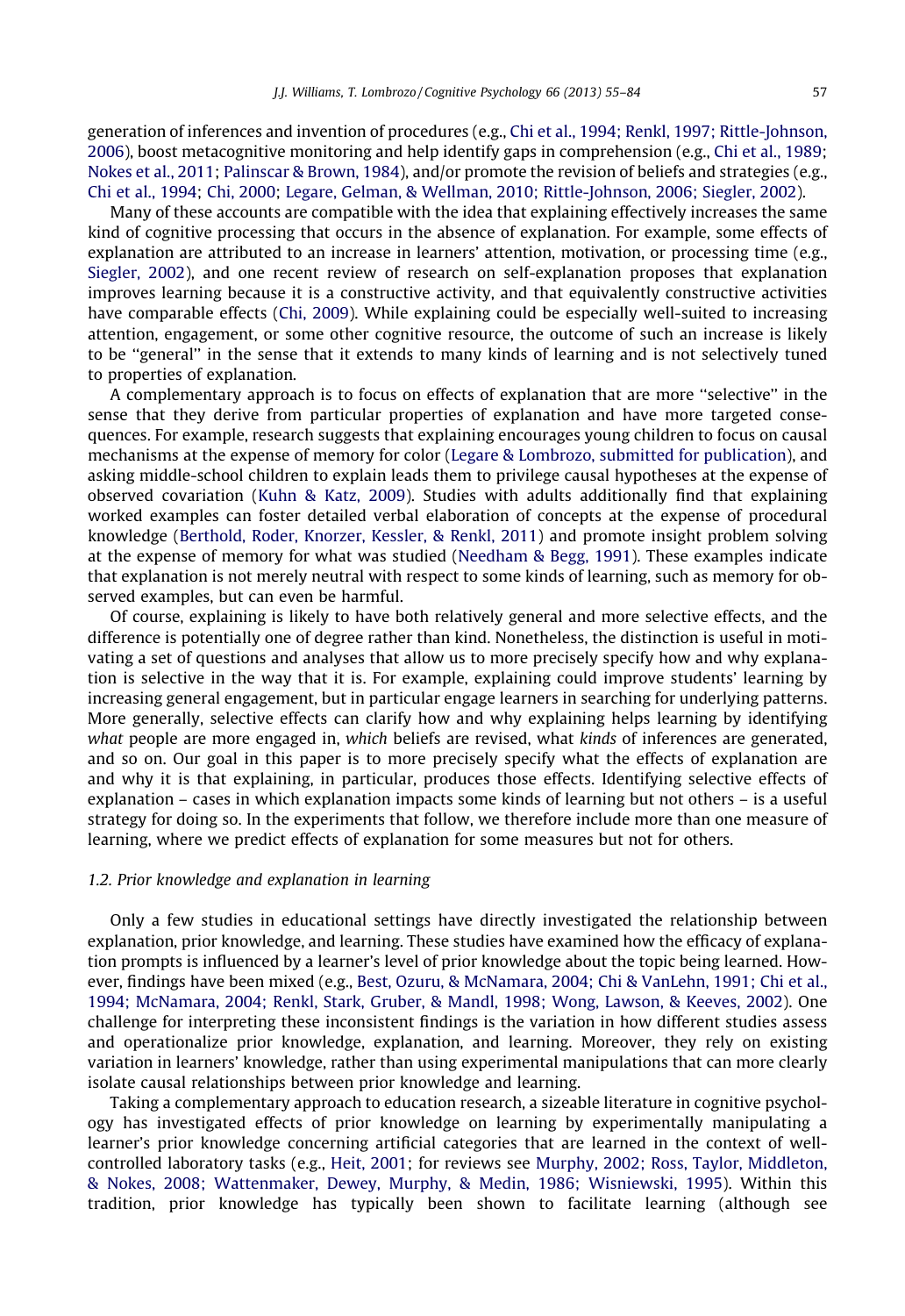generation of inferences and invention of procedures (e.g., Chi et al., 1994; Renkl, 1997; Rittle-Johnson, 2006), boost metacognitive monitoring and help identify gaps in comprehension (e.g., Chi et al., 1989; Nokes et al., 2011; Palinscar & Brown, 1984), and/or promote the revision of beliefs and strategies (e.g., Chi et al., 1994; Chi, 2000; Legare, Gelman, & Wellman, 2010; Rittle-Johnson, 2006; Siegler, 2002).

Many of these accounts are compatible with the idea that explaining effectively increases the same kind of cognitive processing that occurs in the absence of explanation. For example, some effects of explanation are attributed to an increase in learners' attention, motivation, or processing time (e.g., Siegler, 2002), and one recent review of research on self-explanation proposes that explanation improves learning because it is a constructive activity, and that equivalently constructive activities have comparable effects (Chi, 2009). While explaining could be especially well-suited to increasing attention, engagement, or some other cognitive resource, the outcome of such an increase is likely to be ''general'' in the sense that it extends to many kinds of learning and is not selectively tuned to properties of explanation.

A complementary approach is to focus on effects of explanation that are more ''selective'' in the sense that they derive from particular properties of explanation and have more targeted consequences. For example, research suggests that explaining encourages young children to focus on causal mechanisms at the expense of memory for color (Legare & Lombrozo, submitted for publication), and asking middle-school children to explain leads them to privilege causal hypotheses at the expense of observed covariation (Kuhn & Katz, 2009). Studies with adults additionally find that explaining worked examples can foster detailed verbal elaboration of concepts at the expense of procedural knowledge (Berthold, Roder, Knorzer, Kessler, & Renkl, 2011) and promote insight problem solving at the expense of memory for what was studied (Needham & Begg, 1991). These examples indicate that explanation is not merely neutral with respect to some kinds of learning, such as memory for observed examples, but can even be harmful.

Of course, explaining is likely to have both relatively general and more selective effects, and the difference is potentially one of degree rather than kind. Nonetheless, the distinction is useful in motivating a set of questions and analyses that allow us to more precisely specify how and why explanation is selective in the way that it is. For example, explaining could improve students' learning by increasing general engagement, but in particular engage learners in searching for underlying patterns. More generally, selective effects can clarify how and why explaining helps learning by identifying *what* people are more engaged in, *which* beliefs are revised, what *kinds* of inferences are generated, and so on. Our goal in this paper is to more precisely specify what the effects of explanation are and why it is that explaining, in particular, produces those effects. Identifying selective effects of explanation – cases in which explanation impacts some kinds of learning but not others – is a useful strategy for doing so. In the experiments that follow, we therefore include more than one measure of learning, where we predict effects of explanation for some measures but not for others.

### *1.2. Prior knowledge and explanation in learning*

Only a few studies in educational settings have directly investigated the relationship between explanation, prior knowledge, and learning. These studies have examined how the efficacy of explanation prompts is influenced by a learner's level of prior knowledge about the topic being learned. However, findings have been mixed (e.g., Best, Ozuru, & McNamara, 2004; Chi & VanLehn, 1991; Chi et al., 1994; McNamara, 2004; Renkl, Stark, Gruber, & Mandl, 1998; Wong, Lawson, & Keeves, 2002). One challenge for interpreting these inconsistent findings is the variation in how different studies assess and operationalize prior knowledge, explanation, and learning. Moreover, they rely on existing variation in learners' knowledge, rather than using experimental manipulations that can more clearly isolate causal relationships between prior knowledge and learning.

Taking a complementary approach to education research, a sizeable literature in cognitive psychology has investigated effects of prior knowledge on learning by experimentally manipulating a learner's prior knowledge concerning artificial categories that are learned in the context of well-controlled laboratory tasks (e.g., Heit, 2001; for reviews see Murphy, 2002; Ross, Taylor, Middleton, & Nokes, 2008; Wattenmaker, Dewey, Murphy, & Medin, 1986; Wisniewski, 1995). Within this tradition, prior knowledge has typically been shown to facilitate learning (although see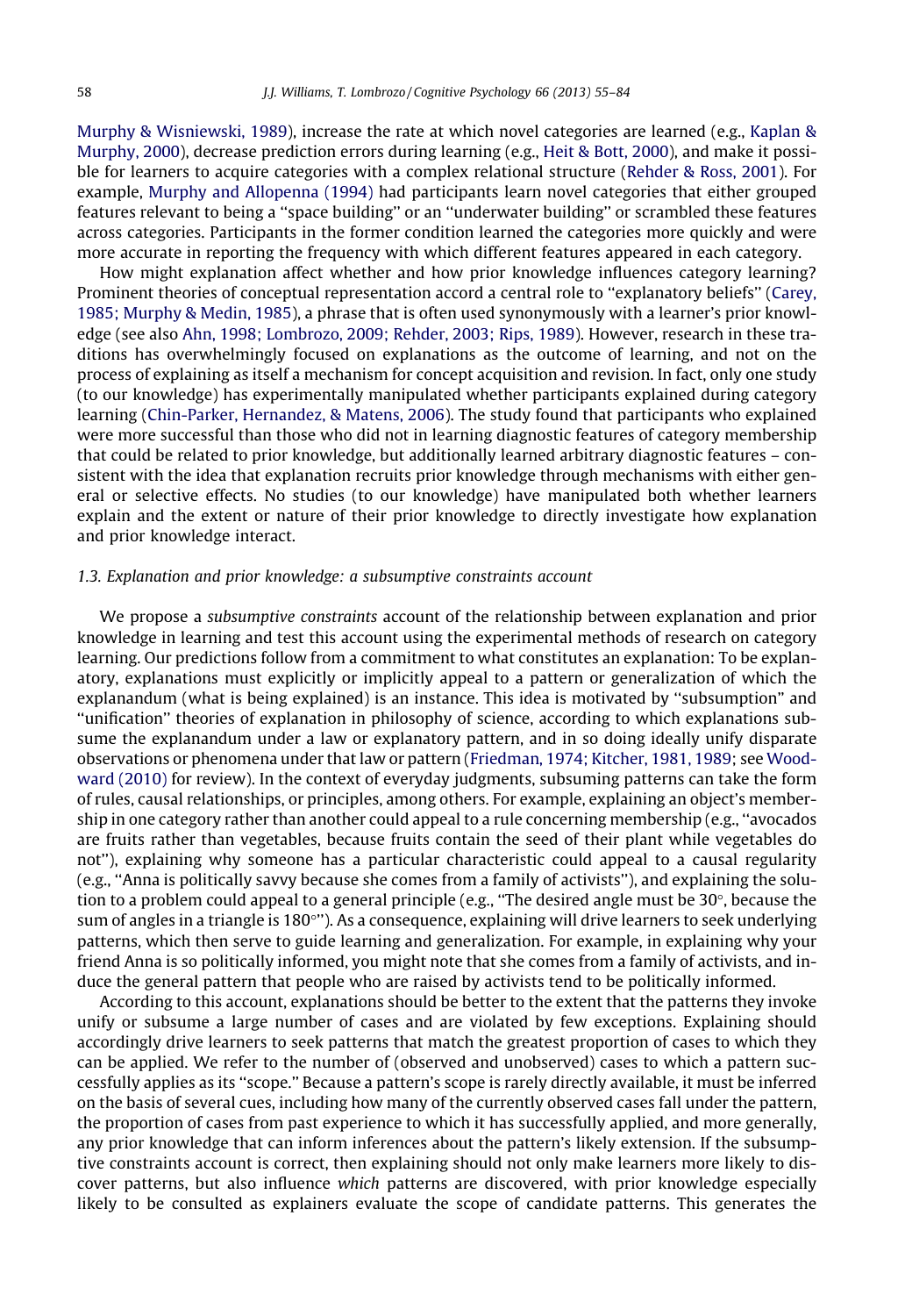Murphy & Wisniewski, 1989), increase the rate at which novel categories are learned (e.g., Kaplan & Murphy, 2000), decrease prediction errors during learning (e.g., Heit & Bott, 2000), and make it possible for learners to acquire categories with a complex relational structure (Rehder & Ross, 2001). For example, Murphy and Allopenna (1994) had participants learn novel categories that either grouped features relevant to being a ''space building'' or an ''underwater building'' or scrambled these features across categories. Participants in the former condition learned the categories more quickly and were more accurate in reporting the frequency with which different features appeared in each category.

How might explanation affect whether and how prior knowledge influences category learning? Prominent theories of conceptual representation accord a central role to ''explanatory beliefs'' (Carey, 1985; Murphy & Medin, 1985), a phrase that is often used synonymously with a learner's prior knowledge (see also Ahn, 1998; Lombrozo, 2009; Rehder, 2003; Rips, 1989). However, research in these traditions has overwhelmingly focused on explanations as the outcome of learning, and not on the process of explaining as itself a mechanism for concept acquisition and revision. In fact, only one study (to our knowledge) has experimentally manipulated whether participants explained during category learning (Chin-Parker, Hernandez, & Matens, 2006). The study found that participants who explained were more successful than those who did not in learning diagnostic features of category membership that could be related to prior knowledge, but additionally learned arbitrary diagnostic features – consistent with the idea that explanation recruits prior knowledge through mechanisms with either general or selective effects. No studies (to our knowledge) have manipulated both whether learners explain and the extent or nature of their prior knowledge to directly investigate how explanation and prior knowledge interact.

### 1.3. Explanation and prior knowledge: a subsumptive constraints account

We propose a *subsumptive constraints* account of the relationship between explanation and prior knowledge in learning and test this account using the experimental methods of research on category learning. Our predictions follow from a commitment to what constitutes an explanation: To be explanatory, explanations must explicitly or implicitly appeal to a pattern or generalization of which the explanandum (what is being explained) is an instance. This idea is motivated by ''subsumption'' and ''unification'' theories of explanation in philosophy of science, according to which explanations subsume the explanandum under a law or explanatory pattern, and in so doing ideally unify disparate observations or phenomena under that law or pattern (Friedman, 1974; Kitcher, 1981, 1989; see Woodward (2010) for review). In the context of everyday judgments, subsuming patterns can take the form of rules, causal relationships, or principles, among others. For example, explaining an object's membership in one category rather than another could appeal to a rule concerning membership (e.g., ''avocados are fruits rather than vegetables, because fruits contain the seed of their plant while vegetables do not''), explaining why someone has a particular characteristic could appeal to a causal regularity (e.g., ''Anna is politically savvy because she comes from a family of activists''), and explaining the solution to a problem could appeal to a general principle (e.g., ''The desired angle must be 30°, because the sum of angles in a triangle is 180°''). As a consequence, explaining will drive learners to seek underlying patterns, which then serve to guide learning and generalization. For example, in explaining why your friend Anna is so politically informed, you might note that she comes from a family of activists, and induce the general pattern that people who are raised by activists tend to be politically informed.

According to this account, explanations should be better to the extent that the patterns they invoke unify or subsume a large number of cases and are violated by few exceptions. Explaining should accordingly drive learners to seek patterns that match the greatest proportion of cases to which they can be applied. We refer to the number of (observed and unobserved) cases to which a pattern successfully applies as its ''scope.'' Because a pattern's scope is rarely directly available, it must be inferred on the basis of several cues, including how many of the currently observed cases fall under the pattern, the proportion of cases from past experience to which it has successfully applied, and more generally, any prior knowledge that can inform inferences about the pattern's likely extension. If the subsumptive constraints account is correct, then explaining should not only make learners more likely to discover patterns, but also influence *which* patterns are discovered, with prior knowledge especially likely to be consulted as explainers evaluate the scope of candidate patterns. This generates the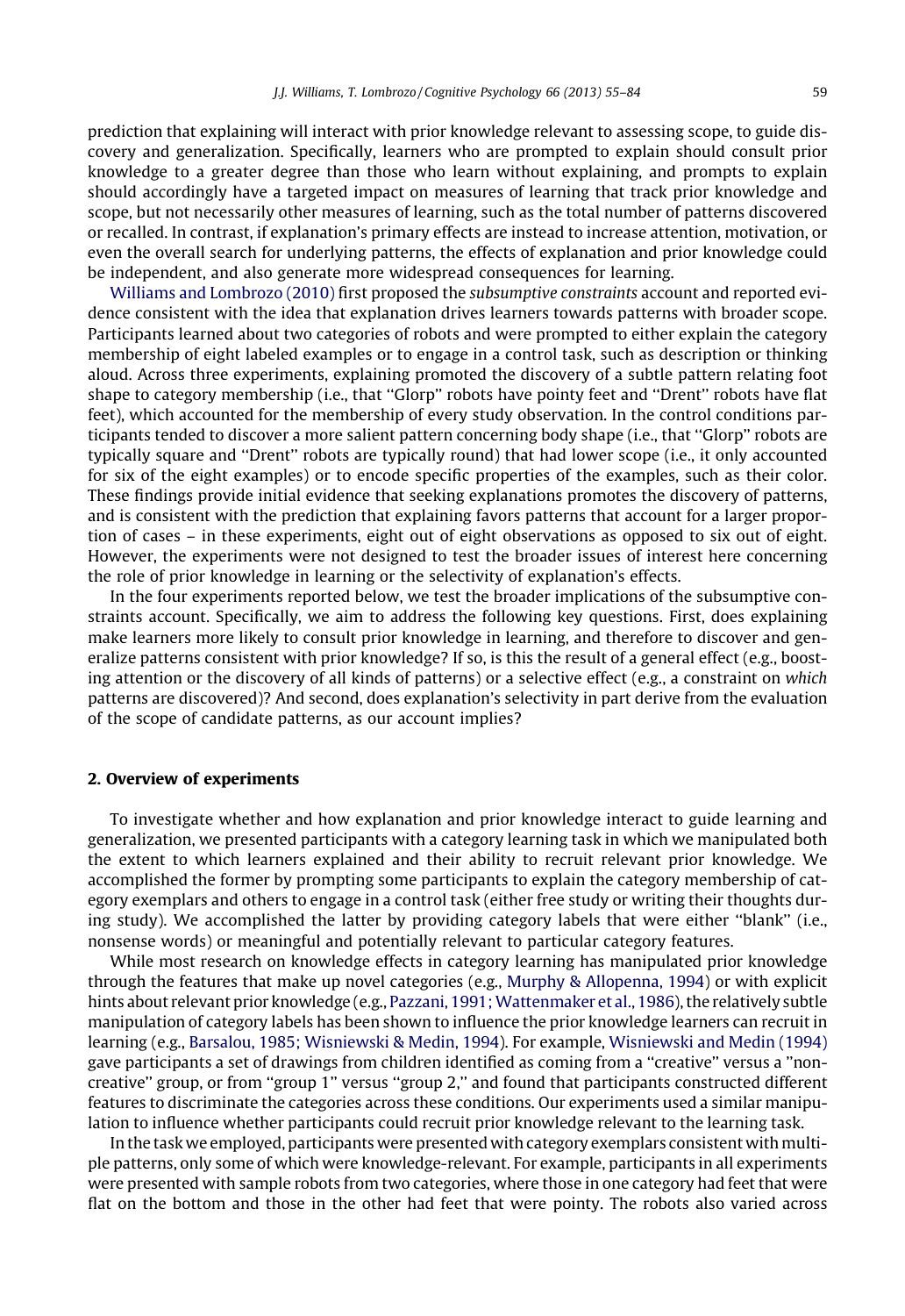prediction that explaining will interact with prior knowledge relevant to assessing scope, to guide discovery and generalization. Specifically, learners who are prompted to explain should consult prior knowledge to a greater degree than those who learn without explaining, and prompts to explain should accordingly have a targeted impact on measures of learning that track prior knowledge and scope, but not necessarily other measures of learning, such as the total number of patterns discovered or recalled. In contrast, if explanation's primary effects are instead to increase attention, motivation, or even the overall search for underlying patterns, the effects of explanation and prior knowledge could be independent, and also generate more widespread consequences for learning.

Williams and Lombrozo (2010) first proposed the *subsumptive constraints* account and reported evidence consistent with the idea that explanation drives learners towards patterns with broader scope. Participants learned about two categories of robots and were prompted to either explain the category membership of eight labeled examples or to engage in a control task, such as description or thinking aloud. Across three experiments, explaining promoted the discovery of a subtle pattern relating foot shape to category membership (i.e., that "Glorp" robots have pointy feet and "Drent" robots have flat feet), which accounted for the membership of every study observation. In the control conditions participants tended to discover a more salient pattern concerning body shape (i.e., that "Glorp" robots are typically square and "Drent" robots are typically round) that had lower scope (i.e., it only accounted for six of the eight examples) or to encode specific properties of the examples, such as their color. These findings provide initial evidence that seeking explanations promotes the discovery of patterns, and is consistent with the prediction that explaining favors patterns that account for a larger proportion of cases – in these experiments, eight out of eight observations as opposed to six out of eight. However, the experiments were not designed to test the broader issues of interest here concerning the role of prior knowledge in learning or the selectivity of explanation's effects.

In the four experiments reported below, we test the broader implications of the subsumptive constraints account. Specifically, we aim to address the following key questions. First, does explaining make learners more likely to consult prior knowledge in learning, and therefore to discover and generalize patterns consistent with prior knowledge? If so, is this the result of a general effect (e.g., boosting attention or the discovery of all kinds of patterns) or a selective effect (e.g., a constraint on *which* patterns are discovered)? And second, does explanation's selectivity in part derive from the evaluation of the scope of candidate patterns, as our account implies?

## 2. Overview of experiments

To investigate whether and how explanation and prior knowledge interact to guide learning and generalization, we presented participants with a category learning task in which we manipulated both the extent to which learners explained and their ability to recruit relevant prior knowledge. We accomplished the former by prompting some participants to explain the category membership of category exemplars and others to engage in a control task (either free study or writing their thoughts during study). We accomplished the latter by providing category labels that were either "blank" (i.e., nonsense words) or meaningful and potentially relevant to particular category features.

While most research on knowledge effects in category learning has manipulated prior knowledge through the features that make up novel categories (e.g., Murphy & Allopenna, 1994) or with explicit hints about relevant prior knowledge (e.g., Pazzani, 1991; Wattenmaker et al., 1986), the relatively subtle manipulation of category labels has been shown to influence the prior knowledge learners can recruit in learning (e.g., Barsalou, 1985; Wisniewski & Medin, 1994). For example, Wisniewski and Medin (1994) gave participants a set of drawings from children identified as coming from a "creative" versus a "non-creative" group, or from "group 1" versus "group 2," and found that participants constructed different features to discriminate the categories across these conditions. Our experiments used a similar manipulation to influence whether participants could recruit prior knowledge relevant to the learning task.

In the task we employed, participants were presented with category exemplars consistent with multiple patterns, only some of which were knowledge-relevant. For example, participants in all experiments were presented with sample robots from two categories, where those in one category had feet that were flat on the bottom and those in the other had feet that were pointy. The robots also varied across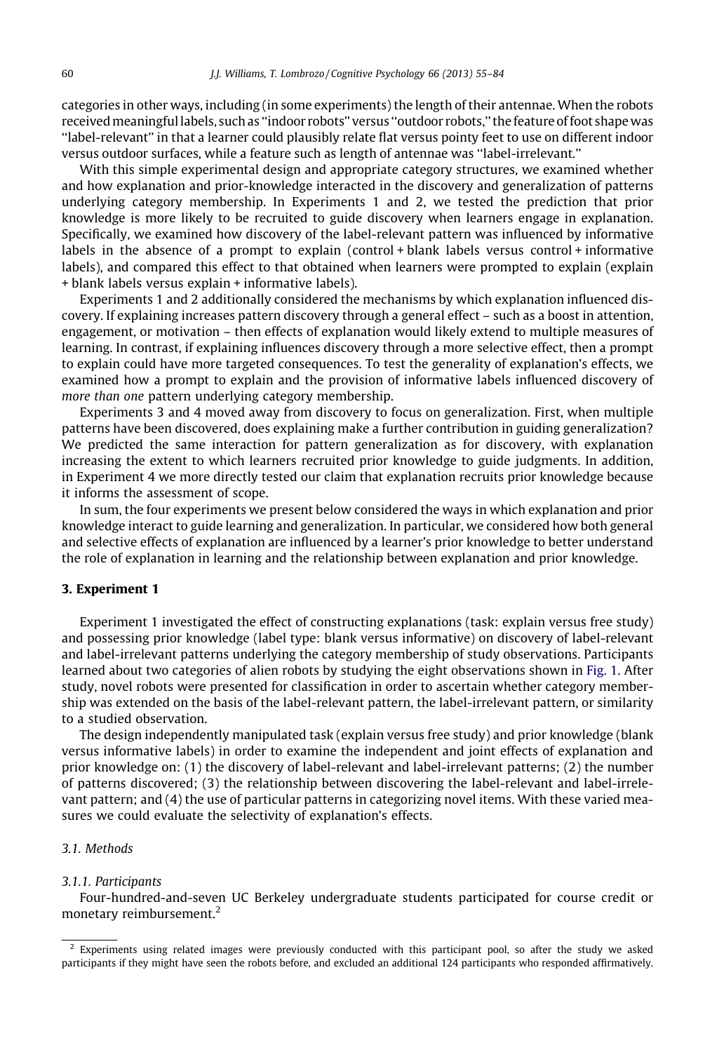categories in other ways, including (in some experiments) the length of their antennae. When the robots received meaningful labels, such as ''indoor robots'' versus ''outdoor robots,'' the feature of foot shape was ''label-relevant'' in that a learner could plausibly relate flat versus pointy feet to use on different indoor versus outdoor surfaces, while a feature such as length of antennae was ''label-irrelevant.''

With this simple experimental design and appropriate category structures, we examined whether and how explanation and prior-knowledge interacted in the discovery and generalization of patterns underlying category membership. In Experiments 1 and 2, we tested the prediction that prior knowledge is more likely to be recruited to guide discovery when learners engage in explanation. Specifically, we examined how discovery of the label-relevant pattern was influenced by informative labels in the absence of a prompt to explain (control + blank labels versus control + informative labels), and compared this effect to that obtained when learners were prompted to explain (explain + blank labels versus explain + informative labels).

Experiments 1 and 2 additionally considered the mechanisms by which explanation influenced discovery. If explaining increases pattern discovery through a general effect – such as a boost in attention, engagement, or motivation – then effects of explanation would likely extend to multiple measures of learning. In contrast, if explaining influences discovery through a more selective effect, then a prompt to explain could have more targeted consequences. To test the generality of explanation's effects, we examined how a prompt to explain and the provision of informative labels influenced discovery of *more than one* pattern underlying category membership.

Experiments 3 and 4 moved away from discovery to focus on generalization. First, when multiple patterns have been discovered, does explaining make a further contribution in guiding generalization? We predicted the same interaction for pattern generalization as for discovery, with explanation increasing the extent to which learners recruited prior knowledge to guide judgments. In addition, in Experiment 4 we more directly tested our claim that explanation recruits prior knowledge because it informs the assessment of scope.

In sum, the four experiments we present below considered the ways in which explanation and prior knowledge interact to guide learning and generalization. In particular, we considered how both general and selective effects of explanation are influenced by a learner's prior knowledge to better understand the role of explanation in learning and the relationship between explanation and prior knowledge.

## 3. Experiment 1

Experiment 1 investigated the effect of constructing explanations (task: explain versus free study) and possessing prior knowledge (label type: blank versus informative) on discovery of label-relevant and label-irrelevant patterns underlying the category membership of study observations. Participants learned about two categories of alien robots by studying the eight observations shown in Fig. 1. After study, novel robots were presented for classification in order to ascertain whether category membership was extended on the basis of the label-relevant pattern, the label-irrelevant pattern, or similarity to a studied observation.

The design independently manipulated task (explain versus free study) and prior knowledge (blank versus informative labels) in order to examine the independent and joint effects of explanation and prior knowledge on: (1) the discovery of label-relevant and label-irrelevant patterns; (2) the number of patterns discovered; (3) the relationship between discovering the label-relevant and label-irrelevant pattern; and (4) the use of particular patterns in categorizing novel items. With these varied measures we could evaluate the selectivity of explanation's effects.

### 3.1. Methods

#### 3.1.1. Participants

Four-hundred-and-seven UC Berkeley undergraduate students participated for course credit or monetary reimbursement.[2]

[2] Experiments using related images were previously conducted with this participant pool, so after the study we asked participants if they might have seen the robots before, and excluded an additional 124 participants who responded affirmatively.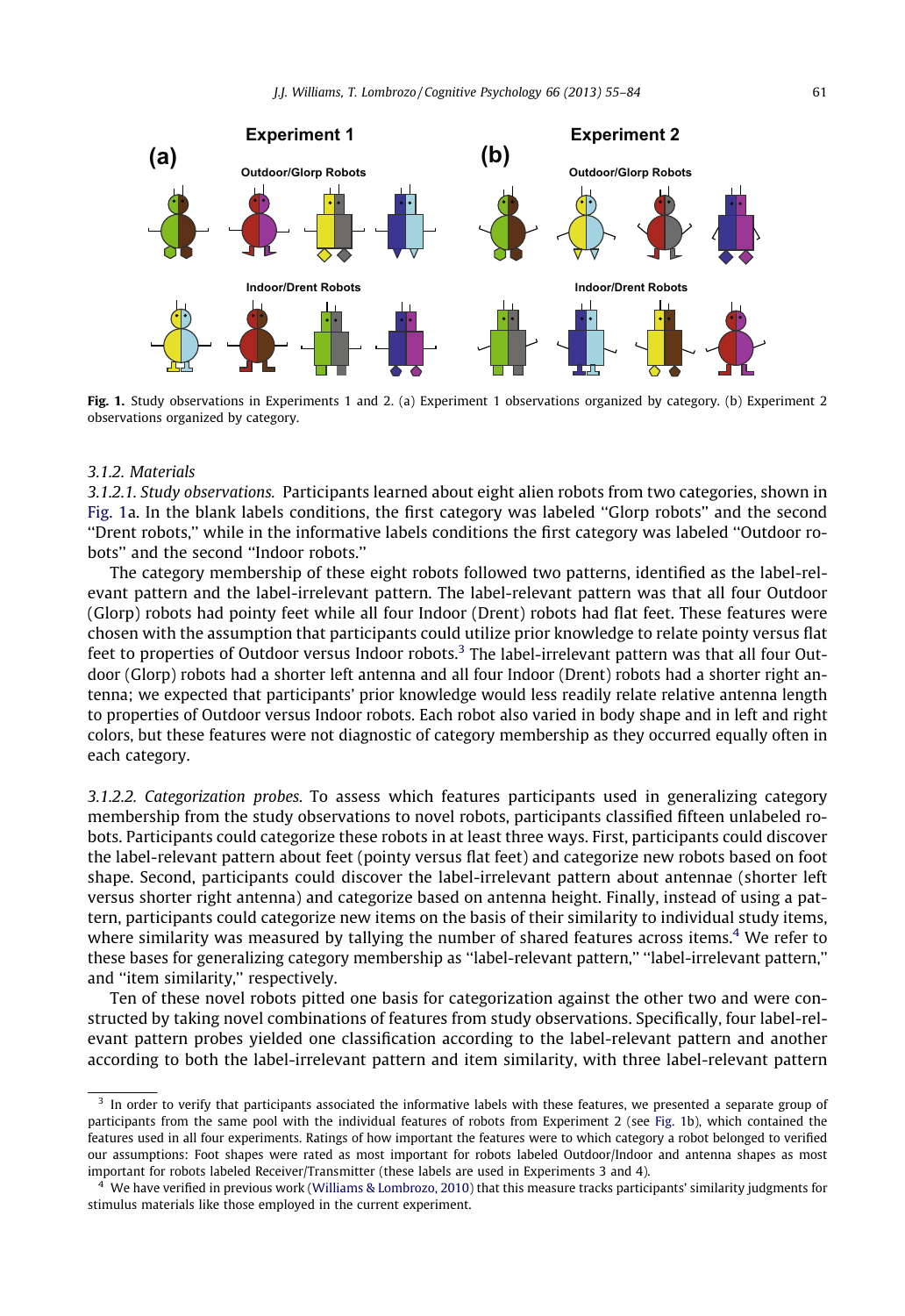Fig. 1. Study observations in Experiments 1 and 2. (a) Experiment 1 observations organized by category. (b) Experiment 2 observations organized by category.

### 3.1.2. Materials

*3.1.2.1. Study observations.* Participants learned about eight alien robots from two categories, shown in Fig. 1a. In the blank labels conditions, the first category was labeled "Glorp robots" and the second "Drent robots," while in the informative labels conditions the first category was labeled "Outdoor robots" and the second "Indoor robots."

The category membership of these eight robots followed two patterns, identified as the label-relevant pattern and the label-irrelevant pattern. The label-relevant pattern was that all four Outdoor (Glorp) robots had pointy feet while all four Indoor (Drent) robots had flat feet. These features were chosen with the assumption that participants could utilize prior knowledge to relate pointy versus flat feet to properties of Outdoor versus Indoor robots.[3] The label-irrelevant pattern was that all four Outdoor (Glorp) robots had a shorter left antenna and all four Indoor (Drent) robots had a shorter right antenna; we expected that participants' prior knowledge would less readily relate relative antenna length to properties of Outdoor versus Indoor robots. Each robot also varied in body shape and in left and right colors, but these features were not diagnostic of category membership as they occurred equally often in each category.

*3.1.2.2. Categorization probes.* To assess which features participants used in generalizing category membership from the study observations to novel robots, participants classified fifteen unlabeled robots. Participants could categorize these robots in at least three ways. First, participants could discover the label-relevant pattern about feet (pointy versus flat feet) and categorize new robots based on foot shape. Second, participants could discover the label-irrelevant pattern about antennae (shorter left versus shorter right antenna) and categorize based on antenna height. Finally, instead of using a pattern, participants could categorize new items on the basis of their similarity to individual study items, where similarity was measured by tallying the number of shared features across items.[4] We refer to these bases for generalizing category membership as "label-relevant pattern," "label-irrelevant pattern," and "item similarity," respectively.

Ten of these novel robots pitted one basis for categorization against the other two and were constructed by taking novel combinations of features from study observations. Specifically, four label-relevant pattern probes yielded one classification according to the label-relevant pattern and another according to both the label-irrelevant pattern and item similarity, with three label-relevant pattern

---

[3] In order to verify that participants associated the informative labels with these features, we presented a separate group of participants from the same pool with the individual features of robots from Experiment 2 (see Fig. 1b), which contained the features used in all four experiments. Ratings of how important the features were to which category a robot belonged to verified our assumptions: Foot shapes were rated as most important for robots labeled Outdoor/Indoor and antenna shapes as most important for robots labeled Receiver/Transmitter (these labels are used in Experiments 3 and 4).

[4] We have verified in previous work (Williams & Lombrozo, 2010) that this measure tracks participants' similarity judgments for stimulus materials like those employed in the current experiment.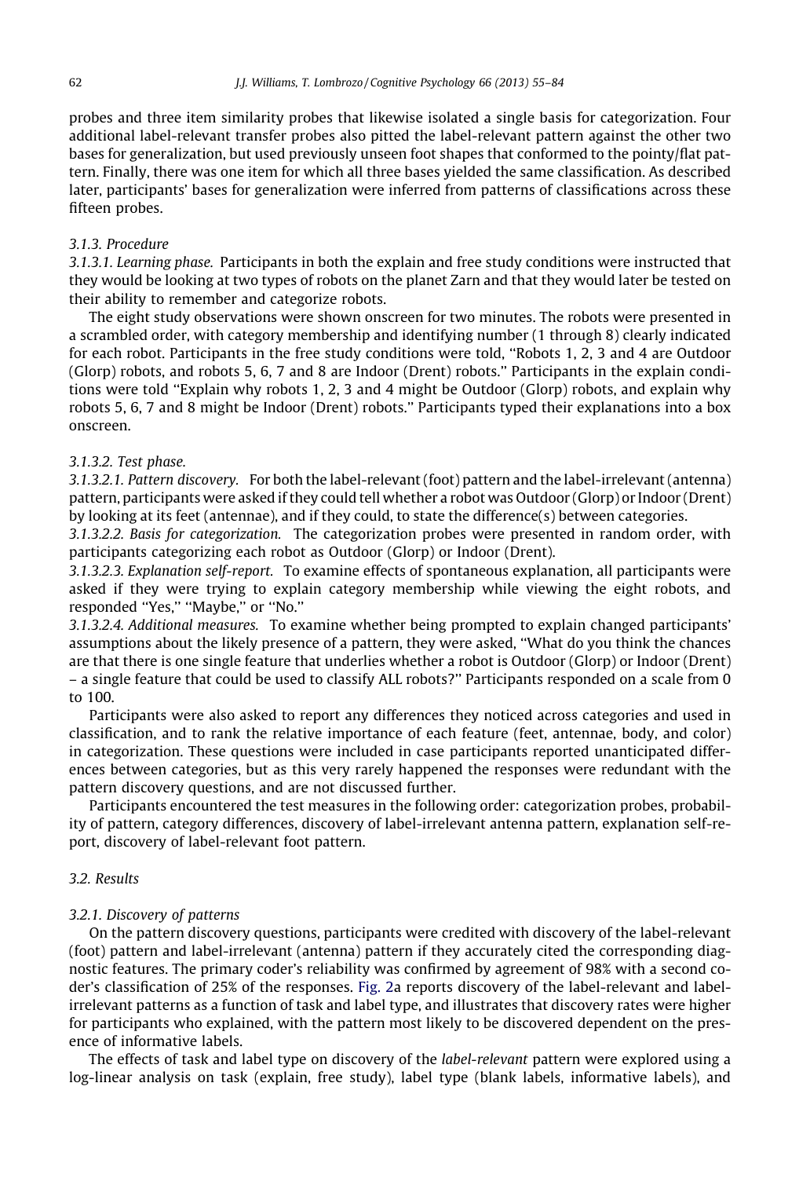probes and three item similarity probes that likewise isolated a single basis for categorization. Four additional label-relevant transfer probes also pitted the label-relevant pattern against the other two bases for generalization, but used previously unseen foot shapes that conformed to the pointy/flat pattern. Finally, there was one item for which all three bases yielded the same classification. As described later, participants' bases for generalization were inferred from patterns of classifications across these fifteen probes.

### 3.1.3. Procedure

*3.1.3.1. Learning phase.* Participants in both the explain and free study conditions were instructed that they would be looking at two types of robots on the planet Zarn and that they would later be tested on their ability to remember and categorize robots.

The eight study observations were shown onscreen for two minutes. The robots were presented in a scrambled order, with category membership and identifying number (1 through 8) clearly indicated for each robot. Participants in the free study conditions were told, "Robots 1, 2, 3 and 4 are Outdoor (Glorp) robots, and robots 5, 6, 7 and 8 are Indoor (Drent) robots." Participants in the explain conditions were told "Explain why robots 1, 2, 3 and 4 might be Outdoor (Glorp) robots, and explain why robots 5, 6, 7 and 8 might be Indoor (Drent) robots." Participants typed their explanations into a box onscreen.

*3.1.3.2. Test phase.*

*3.1.3.2.1. Pattern discovery.* For both the label-relevant (foot) pattern and the label-irrelevant (antenna) pattern, participants were asked if they could tell whether a robot was Outdoor (Glorp) or Indoor (Drent) by looking at its feet (antennae), and if they could, to state the difference(s) between categories.

*3.1.3.2.2. Basis for categorization.* The categorization probes were presented in random order, with participants categorizing each robot as Outdoor (Glorp) or Indoor (Drent).

*3.1.3.2.3. Explanation self-report.* To examine effects of spontaneous explanation, all participants were asked if they were trying to explain category membership while viewing the eight robots, and responded "Yes," "Maybe," or "No."

*3.1.3.2.4. Additional measures.* To examine whether being prompted to explain changed participants' assumptions about the likely presence of a pattern, they were asked, "What do you think the chances are that there is one single feature that underlies whether a robot is Outdoor (Glorp) or Indoor (Drent) – a single feature that could be used to classify ALL robots?" Participants responded on a scale from 0 to 100.

Participants were also asked to report any differences they noticed across categories and used in classification, and to rank the relative importance of each feature (feet, antennae, body, and color) in categorization. These questions were included in case participants reported unanticipated differences between categories, but as this very rarely happened the responses were redundant with the pattern discovery questions, and are not discussed further.

Participants encountered the test measures in the following order: categorization probes, probability of pattern, category differences, discovery of label-irrelevant antenna pattern, explanation self-report, discovery of label-relevant foot pattern.

## 3.2. Results

### 3.2.1. Discovery of patterns

On the pattern discovery questions, participants were credited with discovery of the label-relevant (foot) pattern and label-irrelevant (antenna) pattern if they accurately cited the corresponding diagnostic features. The primary coder's reliability was confirmed by agreement of 98% with a second coder's classification of 25% of the responses. Fig. 2a reports discovery of the label-relevant and label-irrelevant patterns as a function of task and label type, and illustrates that discovery rates were higher for participants who explained, with the pattern most likely to be discovered dependent on the presence of informative labels.

The effects of task and label type on discovery of the *label-relevant* pattern were explored using a log-linear analysis on task (explain, free study), label type (blank labels, informative labels), and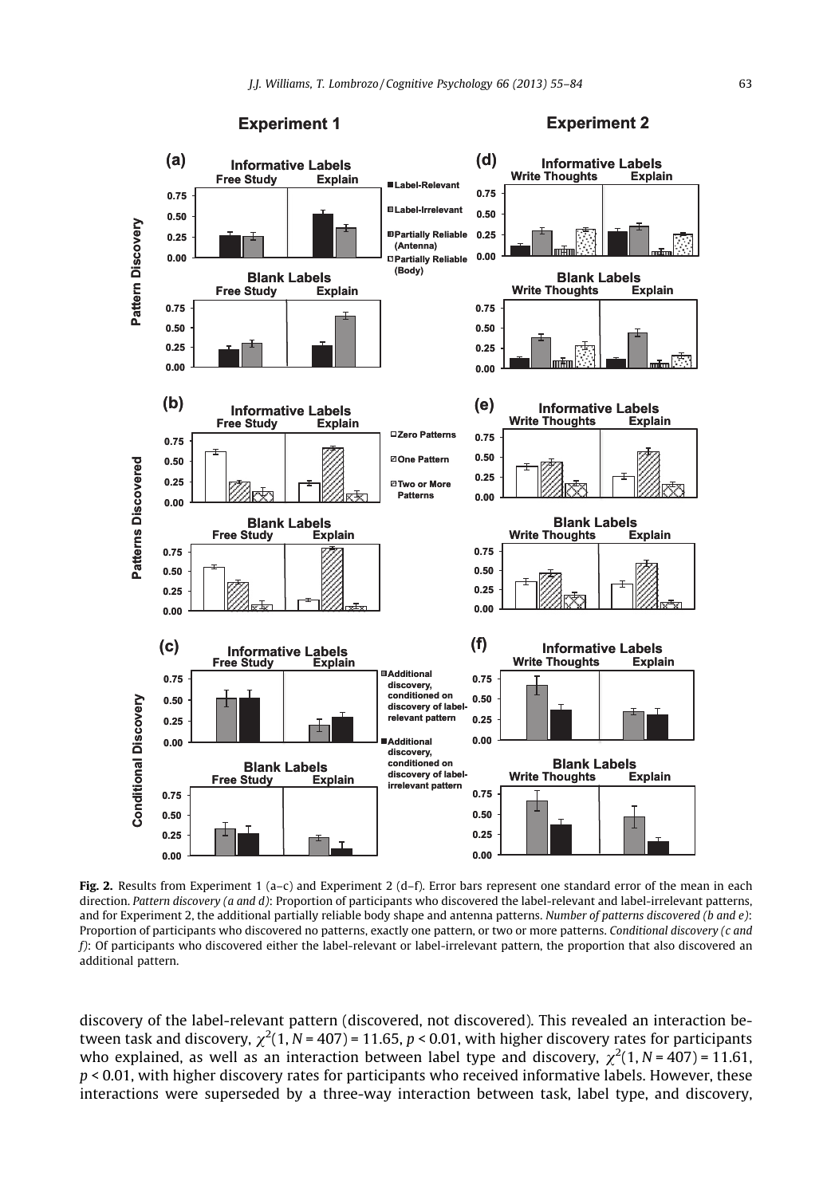Fig. 2. Results from Experiment 1 (a–c) and Experiment 2 (d–f). Error bars represent one standard error of the mean in each direction. *Pattern discovery (a and d)*: Proportion of participants who discovered the label-relevant and label-irrelevant patterns, and for Experiment 2, the additional partially reliable body shape and antenna patterns. *Number of patterns discovered (b and e)*: Proportion of participants who discovered no patterns, exactly one pattern, or two or more patterns. *Conditional discovery (c and f)*: Of participants who discovered either the label-relevant or label-irrelevant pattern, the proportion that also discovered an additional pattern.

discovery of the label-relevant pattern (discovered, not discovered). This revealed an interaction between task and discovery, $\chi^2(1, N = 407) = 11.65$, $p < 0.01$, with higher discovery rates for participants who explained, as well as an interaction between label type and discovery, $\chi^2(1, N = 407) = 11.61$, $p < 0.01$, with higher discovery rates for participants who received informative labels. However, these interactions were superseded by a three-way interaction between task, label type, and discovery,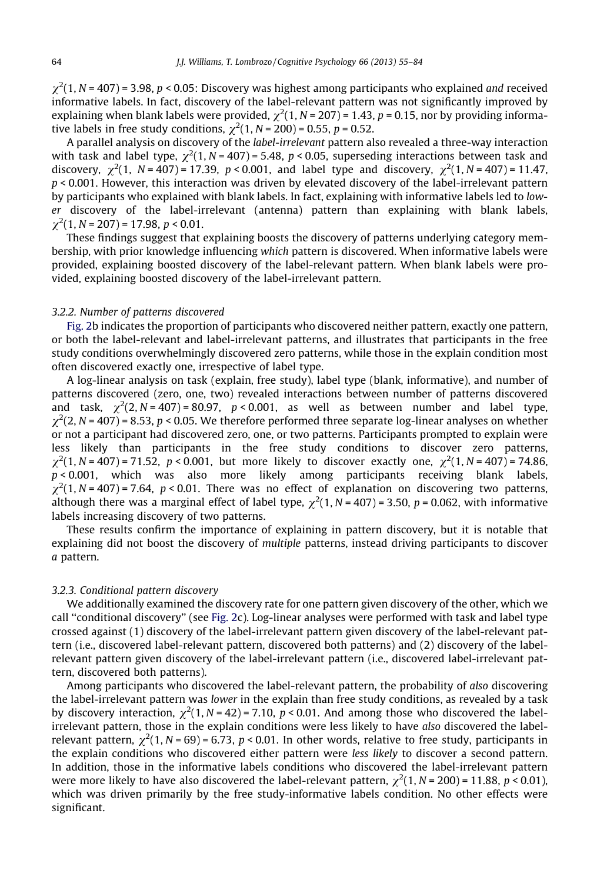$\chi^2(1, N = 407) = 3.98$, $p < 0.05$: Discovery was highest among participants who explained *and* received informative labels. In fact, discovery of the label-relevant pattern was not significantly improved by explaining when blank labels were provided, $\chi^2(1, N = 207) = 1.43$, $p = 0.15$, nor by providing informative labels in free study conditions, $\chi^2(1, N = 200) = 0.55$, $p = 0.52$.

A parallel analysis on discovery of the *label-irrelevant* pattern also revealed a three-way interaction with task and label type, $\chi^2(1, N = 407) = 5.48$, $p < 0.05$, superseding interactions between task and discovery, $\chi^2(1, N = 407) = 17.39$, $p < 0.001$, and label type and discovery, $\chi^2(1, N = 407) = 11.47$, $p < 0.001$. However, this interaction was driven by elevated discovery of the label-irrelevant pattern by participants who explained with blank labels. In fact, explaining with informative labels led to *lower* discovery of the label-irrelevant (antenna) pattern than explaining with blank labels, $\chi^2(1, N = 207) = 17.98$, $p < 0.01$.

These findings suggest that explaining boosts the discovery of patterns underlying category membership, with prior knowledge influencing *which* pattern is discovered. When informative labels were provided, explaining boosted discovery of the label-relevant pattern. When blank labels were provided, explaining boosted discovery of the label-irrelevant pattern.

#### 3.2.2. Number of patterns discovered

Fig. 2b indicates the proportion of participants who discovered neither pattern, exactly one pattern, or both the label-relevant and label-irrelevant patterns, and illustrates that participants in the free study conditions overwhelmingly discovered zero patterns, while those in the explain condition most often discovered exactly one, irrespective of label type.

A log-linear analysis on task (explain, free study), label type (blank, informative), and number of patterns discovered (zero, one, two) revealed interactions between number of patterns discovered and task, $\chi^2(2, N = 407) = 80.97$, $p < 0.001$, as well as between number and label type, $\chi^2(2, N = 407) = 8.53$, $p < 0.05$. We therefore performed three separate log-linear analyses on whether or not a participant had discovered zero, one, or two patterns. Participants prompted to explain were less likely than participants in the free study conditions to discover zero patterns, $\chi^2(1, N = 407) = 71.52$, $p < 0.001$, but more likely to discover exactly one, $\chi^2(1, N = 407) = 74.86$, $p < 0.001$, which was also more likely among participants receiving blank labels, $\chi^2(1, N = 407) = 7.64$, $p < 0.01$. There was no effect of explanation on discovering two patterns, although there was a marginal effect of label type, $\chi^2(1, N = 407) = 3.50$, $p = 0.062$, with informative labels increasing discovery of two patterns.

These results confirm the importance of explaining in pattern discovery, but it is notable that explaining did not boost the discovery of *multiple* patterns, instead driving participants to discover *a* pattern.

#### 3.2.3. Conditional pattern discovery

We additionally examined the discovery rate for one pattern given discovery of the other, which we call "conditional discovery" (see Fig. 2c). Log-linear analyses were performed with task and label type crossed against (1) discovery of the label-irrelevant pattern given discovery of the label-relevant pattern (i.e., discovered label-relevant pattern, discovered both patterns) and (2) discovery of the label-relevant pattern given discovery of the label-irrelevant pattern (i.e., discovered label-irrelevant pattern, discovered both patterns).

Among participants who discovered the label-relevant pattern, the probability of *also* discovering the label-irrelevant pattern was *lower* in the explain than free study conditions, as revealed by a task by discovery interaction, $\chi^2(1, N = 42) = 7.10$, $p < 0.01$. And among those who discovered the label-irrelevant pattern, those in the explain conditions were less likely to have *also* discovered the label-relevant pattern, $\chi^2(1, N = 69) = 6.73$, $p < 0.01$. In other words, relative to free study, participants in the explain conditions who discovered either pattern were *less likely* to discover a second pattern. In addition, those in the informative labels conditions who discovered the label-irrelevant pattern were more likely to have also discovered the label-relevant pattern, $\chi^2(1, N = 200) = 11.88$, $p < 0.01$), which was driven primarily by the free study-informative labels condition. No other effects were significant.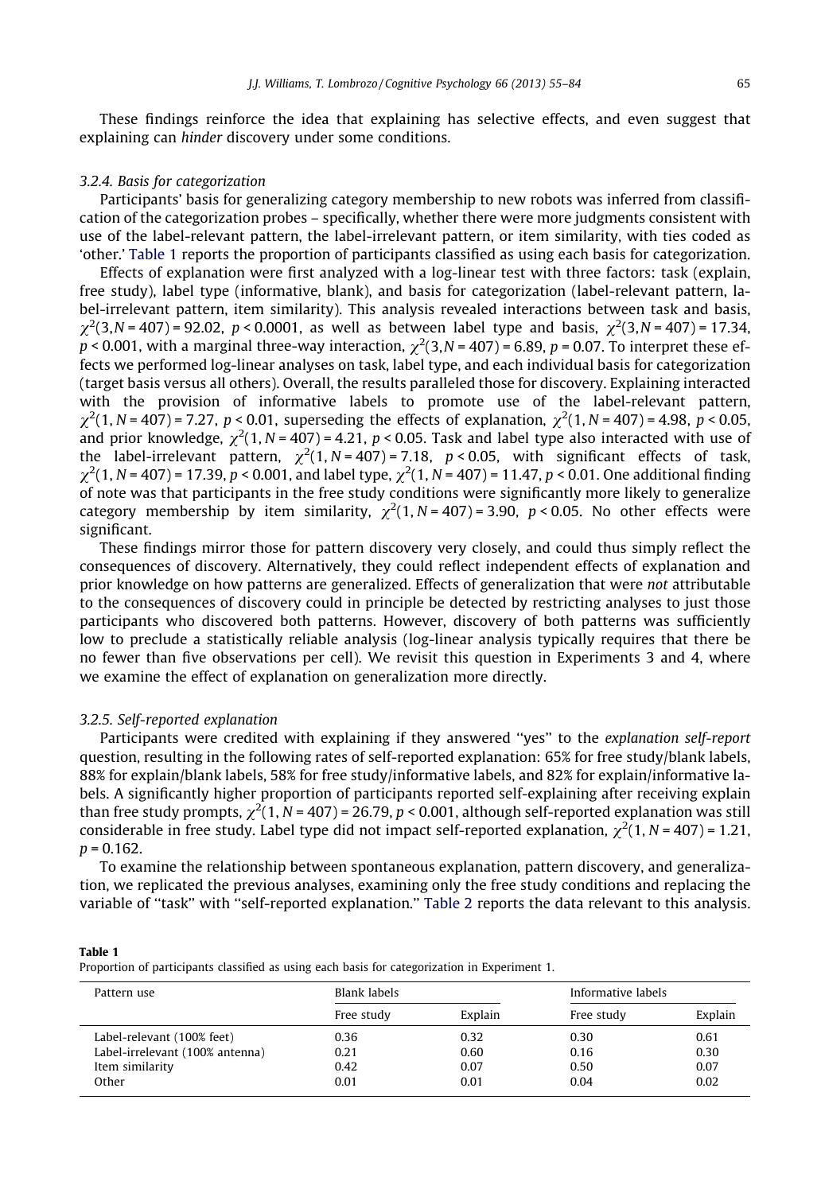These findings reinforce the idea that explaining has selective effects, and even suggest that explaining can *hinder* discovery under some conditions.

### 3.2.4. Basis for categorization

Participants' basis for generalizing category membership to new robots was inferred from classification of the categorization probes – specifically, whether there were more judgments consistent with use of the label-relevant pattern, the label-irrelevant pattern, or item similarity, with ties coded as 'other.' Table 1 reports the proportion of participants classified as using each basis for categorization.

Effects of explanation were first analyzed with a log-linear test with three factors: task (explain, free study), label type (informative, blank), and basis for categorization (label-relevant pattern, label-irrelevant pattern, item similarity). This analysis revealed interactions between task and basis, $\chi^2(3, N = 407) = 92.02$, $p < 0.0001$, as well as between label type and basis, $\chi^2(3, N = 407) = 17.34$, $p < 0.001$, with a marginal three-way interaction, $\chi^2(3, N = 407) = 6.89$, $p = 0.07$. To interpret these effects we performed log-linear analyses on task, label type, and each individual basis for categorization (target basis versus all others). Overall, the results paralleled those for discovery. Explaining interacted with the provision of informative labels to promote use of the label-relevant pattern, $\chi^2(1, N = 407) = 7.27$, $p < 0.01$, superseding the effects of explanation, $\chi^2(1, N = 407) = 4.98$, $p < 0.05$, and prior knowledge, $\chi^2(1, N = 407) = 4.21$, $p < 0.05$. Task and label type also interacted with use of the label-irrelevant pattern, $\chi^2(1, N = 407) = 7.18$, $p < 0.05$, with significant effects of task, $\chi^2(1, N = 407) = 17.39$, $p < 0.001$, and label type, $\chi^2(1, N = 407) = 11.47$, $p < 0.01$. One additional finding of note was that participants in the free study conditions were significantly more likely to generalize category membership by item similarity, $\chi^2(1, N = 407) = 3.90$, $p < 0.05$. No other effects were significant.

These findings mirror those for pattern discovery very closely, and could thus simply reflect the consequences of discovery. Alternatively, they could reflect independent effects of explanation and prior knowledge on how patterns are generalized. Effects of generalization that were *not* attributable to the consequences of discovery could in principle be detected by restricting analyses to just those participants who discovered both patterns. However, discovery of both patterns was sufficiently low to preclude a statistically reliable analysis (log-linear analysis typically requires that there be no fewer than five observations per cell). We revisit this question in Experiments 3 and 4, where we examine the effect of explanation on generalization more directly.

### 3.2.5. Self-reported explanation

Participants were credited with explaining if they answered "yes" to the *explanation self-report* question, resulting in the following rates of self-reported explanation: 65% for free study/blank labels, 88% for explain/blank labels, 58% for free study/informative labels, and 82% for explain/informative labels. A significantly higher proportion of participants reported self-explaining after receiving explain than free study prompts, $\chi^2(1, N = 407) = 26.79$, $p < 0.001$, although self-reported explanation was still considerable in free study. Label type did not impact self-reported explanation, $\chi^2(1, N = 407) = 1.21$, $p = 0.162$.

To examine the relationship between spontaneous explanation, pattern discovery, and generalization, we replicated the previous analyses, examining only the free study conditions and replacing the variable of "task" with "self-reported explanation." Table 2 reports the data relevant to this analysis.

**Table 1**
Proportion of participants classified as using each basis for categorization in Experiment 1.

| Pattern use | Blank labels | | Informative labels | |
|---|---|---|---|---|
| | Free study | Explain | Free study | Explain |
| Label-relevant (100% feet) | 0.36 | 0.32 | 0.30 | 0.61 |
| Label-irrelevant (100% antenna) | 0.21 | 0.60 | 0.16 | 0.30 |
| Item similarity | 0.42 | 0.07 | 0.50 | 0.07 |
| Other | 0.01 | 0.01 | 0.04 | 0.02 |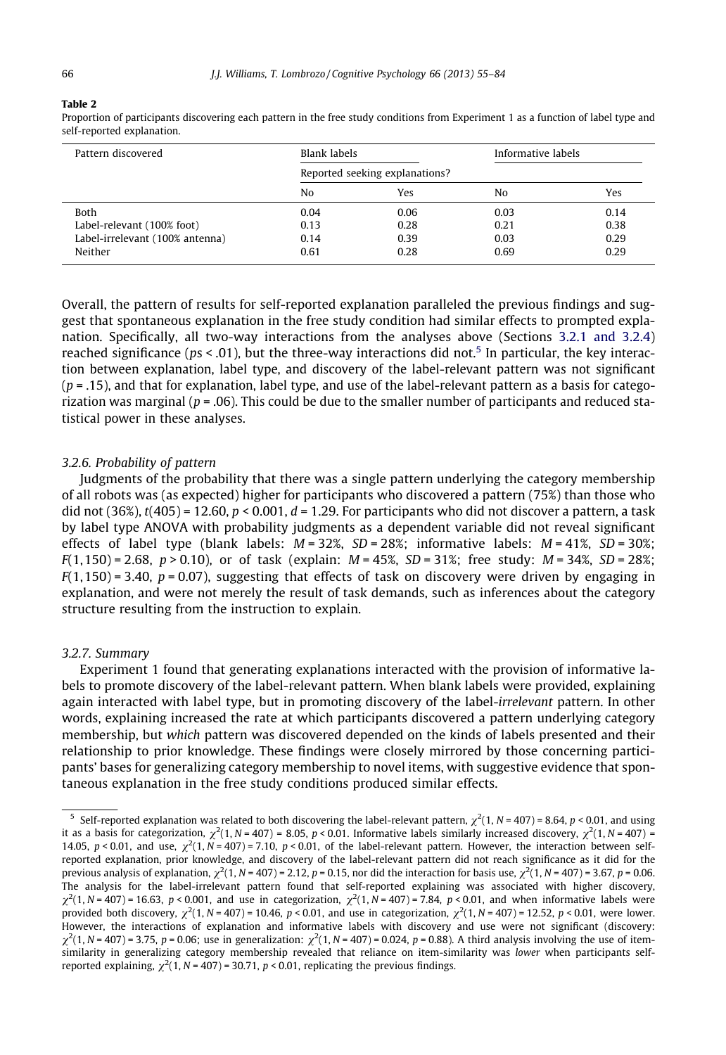**Table 2**
Proportion of participants discovering each pattern in the free study conditions from Experiment 1 as a function of label type and self-reported explanation.

| Pattern discovered | Blank labels | | Informative labels | |
|---|---|---|---|---|
| | Reported seeking explanations? | | | |
| | No | Yes | No | Yes |
| Both | 0.04 | 0.06 | 0.03 | 0.14 |
| Label-relevant (100% foot) | 0.13 | 0.28 | 0.21 | 0.38 |
| Label-irrelevant (100% antenna) | 0.14 | 0.39 | 0.03 | 0.29 |
| Neither | 0.61 | 0.28 | 0.69 | 0.29 |

Overall, the pattern of results for self-reported explanation paralleled the previous findings and suggest that spontaneous explanation in the free study condition had similar effects to prompted explanation. Specifically, all two-way interactions from the analyses above (Sections 3.2.1 and 3.2.4) reached significance ($ps < .01$), but the three-way interactions did not.[5] In particular, the key interaction between explanation, label type, and discovery of the label-relevant pattern was not significant ($p = .15$), and that for explanation, label type, and use of the label-relevant pattern as a basis for categorization was marginal ($p = .06$). This could be due to the smaller number of participants and reduced statistical power in these analyses.

### 3.2.6. Probability of pattern

Judgments of the probability that there was a single pattern underlying the category membership of all robots was (as expected) higher for participants who discovered a pattern (75%) than those who did not (36%), $t(405) = 12.60$, $p < 0.001$, $d = 1.29$. For participants who did not discover a pattern, a task by label type ANOVA with probability judgments as a dependent variable did not reveal significant effects of label type (blank labels: $M = 32\%$, $SD = 28\%$; informative labels: $M = 41\%$, $SD = 30\%$; $F(1,150) = 2.68$, $p > 0.10$), or of task (explain: $M = 45\%$, $SD = 31\%$; free study: $M = 34\%$, $SD = 28\%$; $F(1,150) = 3.40$, $p = 0.07$), suggesting that effects of task on discovery were driven by engaging in explanation, and were not merely the result of task demands, such as inferences about the category structure resulting from the instruction to explain.

### 3.2.7. Summary

Experiment 1 found that generating explanations interacted with the provision of informative labels to promote discovery of the label-relevant pattern. When blank labels were provided, explaining again interacted with label type, but in promoting discovery of the label-*irrelevant* pattern. In other words, explaining increased the rate at which participants discovered a pattern underlying category membership, but *which* pattern was discovered depended on the kinds of labels presented and their relationship to prior knowledge. These findings were closely mirrored by those concerning participants' bases for generalizing category membership to novel items, with suggestive evidence that spontaneous explanation in the free study conditions produced similar effects.

---

[5] Self-reported explanation was related to both discovering the label-relevant pattern, $\chi^2(1, N = 407) = 8.64$, $p < 0.01$, and using it as a basis for categorization, $\chi^2(1, N = 407) = 8.05$, $p < 0.01$. Informative labels similarly increased discovery, $\chi^2(1, N = 407) = 14.05$, $p < 0.01$, and use, $\chi^2(1, N = 407) = 7.10$, $p < 0.01$, of the label-relevant pattern. However, the interaction between self-reported explanation, prior knowledge, and discovery of the label-relevant pattern did not reach significance as it did for the previous analysis of explanation, $\chi^2(1, N = 407) = 2.12$, $p = 0.15$, nor did the interaction for basis use, $\chi^2(1, N = 407) = 3.67$, $p = 0.06$. The analysis for the label-irrelevant pattern found that self-reported explaining was associated with higher discovery, $\chi^2(1, N = 407) = 16.63$, $p < 0.001$, and use in categorization, $\chi^2(1, N = 407) = 7.84$, $p < 0.01$, and when informative labels were provided both discovery, $\chi^2(1, N = 407) = 10.46$, $p < 0.01$, and use in categorization, $\chi^2(1, N = 407) = 12.52$, $p < 0.01$, were lower. However, the interactions of explanation and informative labels with discovery and use were not significant (discovery: $\chi^2(1, N = 407) = 3.75$, $p = 0.06$; use in generalization: $\chi^2(1, N = 407) = 0.024$, $p = 0.88$). A third analysis involving the use of item-similarity in generalizing category membership revealed that reliance on item-similarity was *lower* when participants self-reported explaining, $\chi^2(1, N = 407) = 30.71$, $p < 0.01$, replicating the previous findings.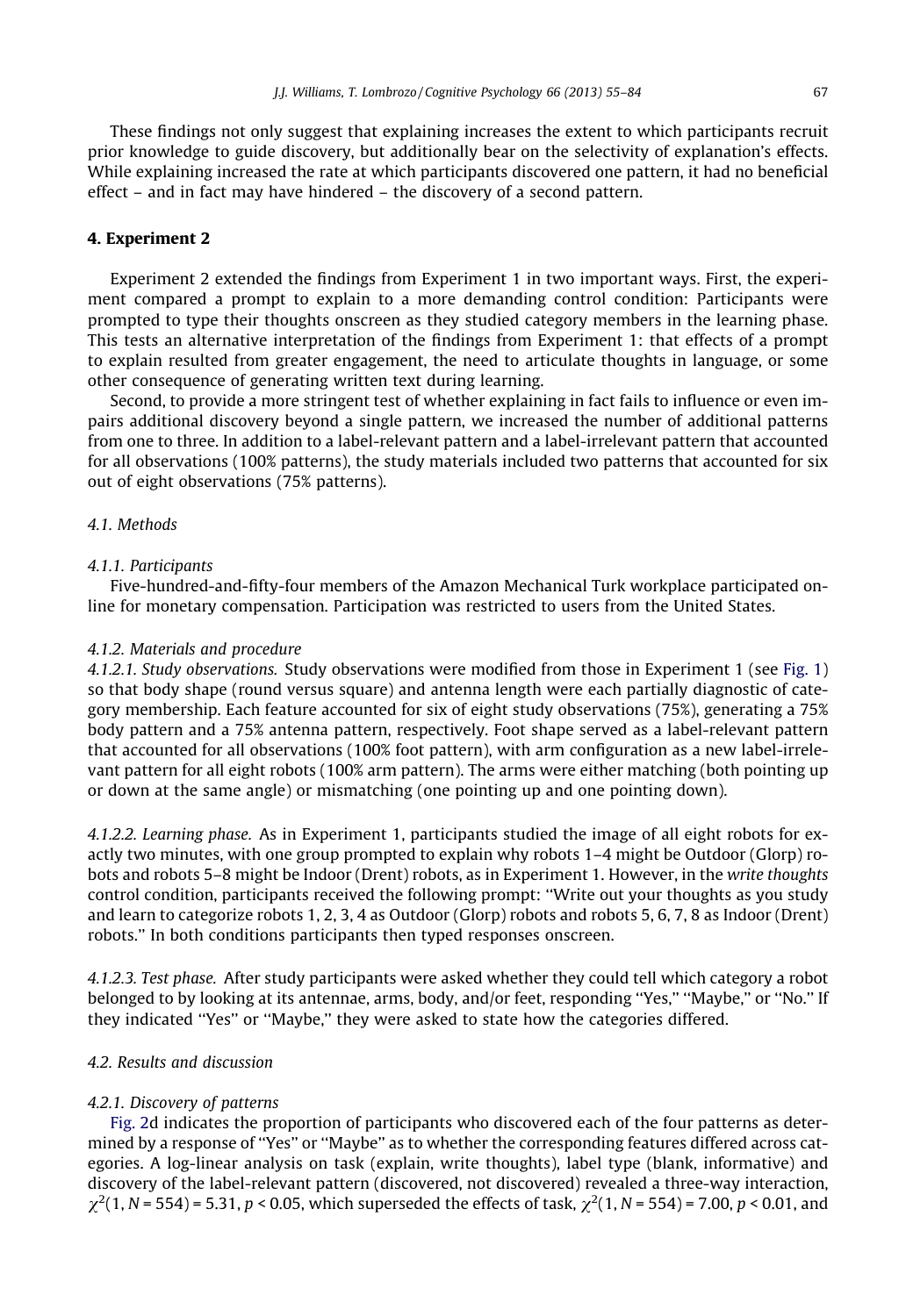These findings not only suggest that explaining increases the extent to which participants recruit prior knowledge to guide discovery, but additionally bear on the selectivity of explanation's effects. While explaining increased the rate at which participants discovered one pattern, it had no beneficial effect – and in fact may have hindered – the discovery of a second pattern.

## 4. Experiment 2

Experiment 2 extended the findings from Experiment 1 in two important ways. First, the experiment compared a prompt to explain to a more demanding control condition: Participants were prompted to type their thoughts onscreen as they studied category members in the learning phase. This tests an alternative interpretation of the findings from Experiment 1: that effects of a prompt to explain resulted from greater engagement, the need to articulate thoughts in language, or some other consequence of generating written text during learning.

Second, to provide a more stringent test of whether explaining in fact fails to influence or even impairs additional discovery beyond a single pattern, we increased the number of additional patterns from one to three. In addition to a label-relevant pattern and a label-irrelevant pattern that accounted for all observations (100% patterns), the study materials included two patterns that accounted for six out of eight observations (75% patterns).

### 4.1. Methods

#### 4.1.1. Participants

Five-hundred-and-fifty-four members of the Amazon Mechanical Turk workplace participated online for monetary compensation. Participation was restricted to users from the United States.

#### 4.1.2. Materials and procedure

*4.1.2.1. Study observations.* Study observations were modified from those in Experiment 1 (see Fig. 1) so that body shape (round versus square) and antenna length were each partially diagnostic of category membership. Each feature accounted for six of eight study observations (75%), generating a 75% body pattern and a 75% antenna pattern, respectively. Foot shape served as a label-relevant pattern that accounted for all observations (100% foot pattern), with arm configuration as a new label-irrelevant pattern for all eight robots (100% arm pattern). The arms were either matching (both pointing up or down at the same angle) or mismatching (one pointing up and one pointing down).

*4.1.2.2. Learning phase.* As in Experiment 1, participants studied the image of all eight robots for exactly two minutes, with one group prompted to explain why robots 1–4 might be Outdoor (Glorp) robots and robots 5–8 might be Indoor (Drent) robots, as in Experiment 1. However, in the *write thoughts* control condition, participants received the following prompt: ''Write out your thoughts as you study and learn to categorize robots 1, 2, 3, 4 as Outdoor (Glorp) robots and robots 5, 6, 7, 8 as Indoor (Drent) robots.'' In both conditions participants then typed responses onscreen.

*4.1.2.3. Test phase.* After study participants were asked whether they could tell which category a robot belonged to by looking at its antennae, arms, body, and/or feet, responding ''Yes,'' ''Maybe,'' or ''No.'' If they indicated ''Yes'' or ''Maybe,'' they were asked to state how the categories differed.

### 4.2. Results and discussion

#### 4.2.1. Discovery of patterns

Fig. 2d indicates the proportion of participants who discovered each of the four patterns as determined by a response of ''Yes'' or ''Maybe'' as to whether the corresponding features differed across categories. A log-linear analysis on task (explain, write thoughts), label type (blank, informative) and discovery of the label-relevant pattern (discovered, not discovered) revealed a three-way interaction, $\chi^2(1, N = 554) = 5.31$, $p < 0.05$, which superseded the effects of task, $\chi^2(1, N = 554) = 7.00$, $p < 0.01$, and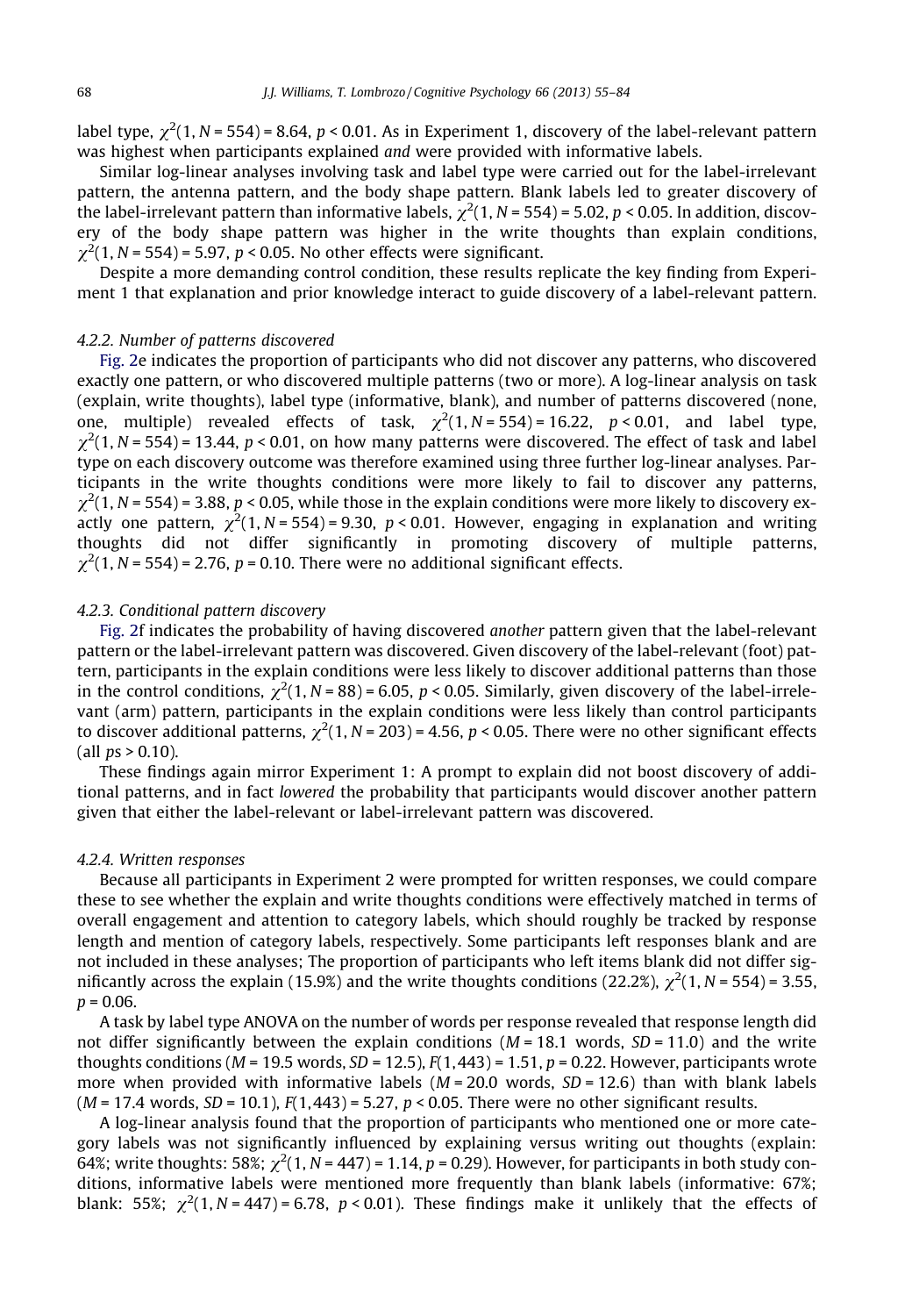label type, $\chi^2(1, N = 554) = 8.64$, $p < 0.01$. As in Experiment 1, discovery of the label-relevant pattern was highest when participants explained *and* were provided with informative labels.

Similar log-linear analyses involving task and label type were carried out for the label-irrelevant pattern, the antenna pattern, and the body shape pattern. Blank labels led to greater discovery of the label-irrelevant pattern than informative labels, $\chi^2(1, N = 554) = 5.02$, $p < 0.05$. In addition, discovery of the body shape pattern was higher in the write thoughts than explain conditions, $\chi^2(1, N = 554) = 5.97$, $p < 0.05$. No other effects were significant.

Despite a more demanding control condition, these results replicate the key finding from Experiment 1 that explanation and prior knowledge interact to guide discovery of a label-relevant pattern.

### 4.2.2. Number of patterns discovered

Fig. 2e indicates the proportion of participants who did not discover any patterns, who discovered exactly one pattern, or who discovered multiple patterns (two or more). A log-linear analysis on task (explain, write thoughts), label type (informative, blank), and number of patterns discovered (none, one, multiple) revealed effects of task, $\chi^2(1, N = 554) = 16.22$, $p < 0.01$, and label type, $\chi^2(1, N = 554) = 13.44$, $p < 0.01$, on how many patterns were discovered. The effect of task and label type on each discovery outcome was therefore examined using three further log-linear analyses. Participants in the write thoughts conditions were more likely to fail to discover any patterns, $\chi^2(1, N = 554) = 3.88$, $p < 0.05$, while those in the explain conditions were more likely to discovery exactly one pattern, $\chi^2(1, N = 554) = 9.30$, $p < 0.01$. However, engaging in explanation and writing thoughts did not differ significantly in promoting discovery of multiple patterns, $\chi^2(1, N = 554) = 2.76$, $p = 0.10$. There were no additional significant effects.

### 4.2.3. Conditional pattern discovery

Fig. 2f indicates the probability of having discovered *another* pattern given that the label-relevant pattern or the label-irrelevant pattern was discovered. Given discovery of the label-relevant (foot) pattern, participants in the explain conditions were less likely to discover additional patterns than those in the control conditions, $\chi^2(1, N = 88) = 6.05$, $p < 0.05$. Similarly, given discovery of the label-irrelevant (arm) pattern, participants in the explain conditions were less likely than control participants to discover additional patterns, $\chi^2(1, N = 203) = 4.56$, $p < 0.05$. There were no other significant effects (all $ps > 0.10$).

These findings again mirror Experiment 1: A prompt to explain did not boost discovery of additional patterns, and in fact *lowered* the probability that participants would discover another pattern given that either the label-relevant or label-irrelevant pattern was discovered.

### 4.2.4. Written responses

Because all participants in Experiment 2 were prompted for written responses, we could compare these to see whether the explain and write thoughts conditions were effectively matched in terms of overall engagement and attention to category labels, which should roughly be tracked by response length and mention of category labels, respectively. Some participants left responses blank and are not included in these analyses; The proportion of participants who left items blank did not differ significantly across the explain (15.9%) and the write thoughts conditions (22.2%), $\chi^2(1, N = 554) = 3.55$, $p = 0.06$.

A task by label type ANOVA on the number of words per response revealed that response length did not differ significantly between the explain conditions ($M = 18.1$ words, $SD = 11.0$) and the write thoughts conditions ($M = 19.5$ words, $SD = 12.5$), $F(1, 443) = 1.51$, $p = 0.22$. However, participants wrote more when provided with informative labels ($M = 20.0$ words, $SD = 12.6$) than with blank labels ($M = 17.4$ words, $SD = 10.1$), $F(1, 443) = 5.27$, $p < 0.05$. There were no other significant results.

A log-linear analysis found that the proportion of participants who mentioned one or more category labels was not significantly influenced by explaining versus writing out thoughts (explain: 64%; write thoughts: 58%; $\chi^2(1, N = 447) = 1.14$, $p = 0.29$). However, for participants in both study conditions, informative labels were mentioned more frequently than blank labels (informative: 67%; blank: 55%; $\chi^2(1, N = 447) = 6.78$, $p < 0.01$). These findings make it unlikely that the effects of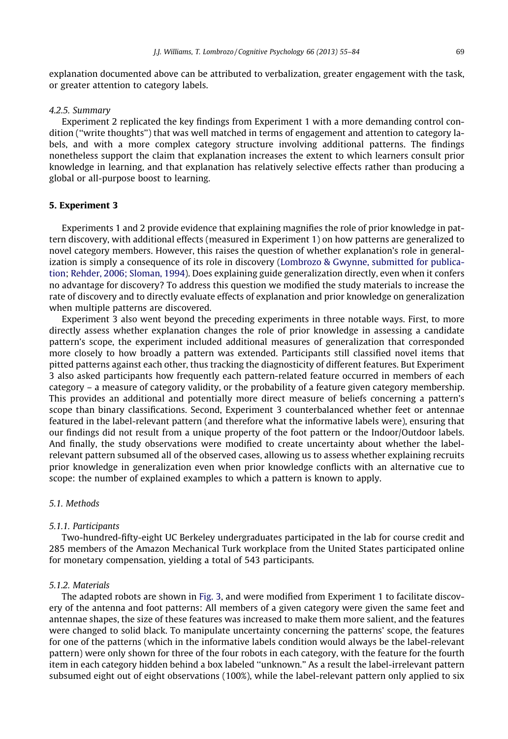explanation documented above can be attributed to verbalization, greater engagement with the task, or greater attention to category labels.

#### 4.2.5. Summary

Experiment 2 replicated the key findings from Experiment 1 with a more demanding control condition (''write thoughts'') that was well matched in terms of engagement and attention to category labels, and with a more complex category structure involving additional patterns. The findings nonetheless support the claim that explanation increases the extent to which learners consult prior knowledge in learning, and that explanation has relatively selective effects rather than producing a global or all-purpose boost to learning.

## 5. Experiment 3

Experiments 1 and 2 provide evidence that explaining magnifies the role of prior knowledge in pattern discovery, with additional effects (measured in Experiment 1) on how patterns are generalized to novel category members. However, this raises the question of whether explanation's role in generalization is simply a consequence of its role in discovery (Lombrozo & Gwynne, submitted for publication; Rehder, 2006; Sloman, 1994). Does explaining guide generalization directly, even when it confers no advantage for discovery? To address this question we modified the study materials to increase the rate of discovery and to directly evaluate effects of explanation and prior knowledge on generalization when multiple patterns are discovered.

Experiment 3 also went beyond the preceding experiments in three notable ways. First, to more directly assess whether explanation changes the role of prior knowledge in assessing a candidate pattern's scope, the experiment included additional measures of generalization that corresponded more closely to how broadly a pattern was extended. Participants still classified novel items that pitted patterns against each other, thus tracking the diagnosticity of different features. But Experiment 3 also asked participants how frequently each pattern-related feature occurred in members of each category – a measure of category validity, or the probability of a feature given category membership. This provides an additional and potentially more direct measure of beliefs concerning a pattern's scope than binary classifications. Second, Experiment 3 counterbalanced whether feet or antennae featured in the label-relevant pattern (and therefore what the informative labels were), ensuring that our findings did not result from a unique property of the foot pattern or the Indoor/Outdoor labels. And finally, the study observations were modified to create uncertainty about whether the label-relevant pattern subsumed all of the observed cases, allowing us to assess whether explaining recruits prior knowledge in generalization even when prior knowledge conflicts with an alternative cue to scope: the number of explained examples to which a pattern is known to apply.

### 5.1. Methods

#### 5.1.1. Participants

Two-hundred-fifty-eight UC Berkeley undergraduates participated in the lab for course credit and 285 members of the Amazon Mechanical Turk workplace from the United States participated online for monetary compensation, yielding a total of 543 participants.

#### 5.1.2. Materials

The adapted robots are shown in Fig. 3, and were modified from Experiment 1 to facilitate discovery of the antenna and foot patterns: All members of a given category were given the same feet and antennae shapes, the size of these features was increased to make them more salient, and the features were changed to solid black. To manipulate uncertainty concerning the patterns' scope, the features for one of the patterns (which in the informative labels condition would always be the label-relevant pattern) were only shown for three of the four robots in each category, with the feature for the fourth item in each category hidden behind a box labeled ''unknown.'' As a result the label-irrelevant pattern subsumed eight out of eight observations (100%), while the label-relevant pattern only applied to six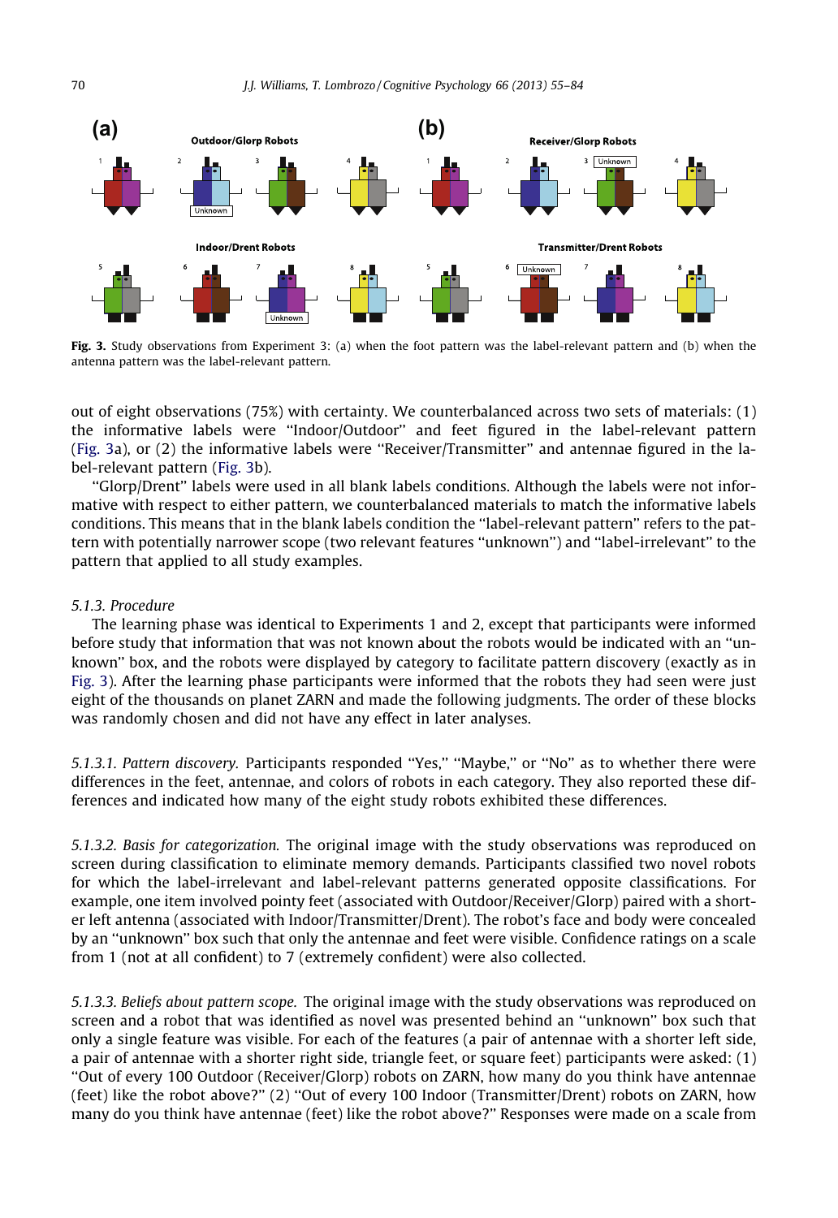**Fig. 3.** Study observations from Experiment 3: (a) when the foot pattern was the label-relevant pattern and (b) when the antenna pattern was the label-relevant pattern.

out of eight observations (75%) with certainty. We counterbalanced across two sets of materials: (1) the informative labels were "Indoor/Outdoor" and feet figured in the label-relevant pattern (Fig. 3a), or (2) the informative labels were "Receiver/Transmitter" and antennae figured in the label-relevant pattern (Fig. 3b).

"Glorp/Drent" labels were used in all blank labels conditions. Although the labels were not informative with respect to either pattern, we counterbalanced materials to match the informative labels conditions. This means that in the blank labels condition the "label-relevant pattern" refers to the pattern with potentially narrower scope (two relevant features "unknown") and "label-irrelevant" to the pattern that applied to all study examples.

*5.1.3. Procedure*

The learning phase was identical to Experiments 1 and 2, except that participants were informed before study that information that was not known about the robots would be indicated with an "unknown" box, and the robots were displayed by category to facilitate pattern discovery (exactly as in Fig. 3). After the learning phase participants were informed that the robots they had seen were just eight of the thousands on planet ZARN and made the following judgments. The order of these blocks was randomly chosen and did not have any effect in later analyses.

*5.1.3.1. Pattern discovery.* Participants responded "Yes," "Maybe," or "No" as to whether there were differences in the feet, antennae, and colors of robots in each category. They also reported these differences and indicated how many of the eight study robots exhibited these differences.

*5.1.3.2. Basis for categorization.* The original image with the study observations was reproduced on screen during classification to eliminate memory demands. Participants classified two novel robots for which the label-irrelevant and label-relevant patterns generated opposite classifications. For example, one item involved pointy feet (associated with Outdoor/Receiver/Glorp) paired with a shorter left antenna (associated with Indoor/Transmitter/Drent). The robot's face and body were concealed by an "unknown" box such that only the antennae and feet were visible. Confidence ratings on a scale from 1 (not at all confident) to 7 (extremely confident) were also collected.

*5.1.3.3. Beliefs about pattern scope.* The original image with the study observations was reproduced on screen and a robot that was identified as novel was presented behind an "unknown" box such that only a single feature was visible. For each of the features (a pair of antennae with a shorter left side, a pair of antennae with a shorter right side, triangle feet, or square feet) participants were asked: (1) "Out of every 100 Outdoor (Receiver/Glorp) robots on ZARN, how many do you think have antennae (feet) like the robot above?" (2) "Out of every 100 Indoor (Transmitter/Drent) robots on ZARN, how many do you think have antennae (feet) like the robot above?" Responses were made on a scale from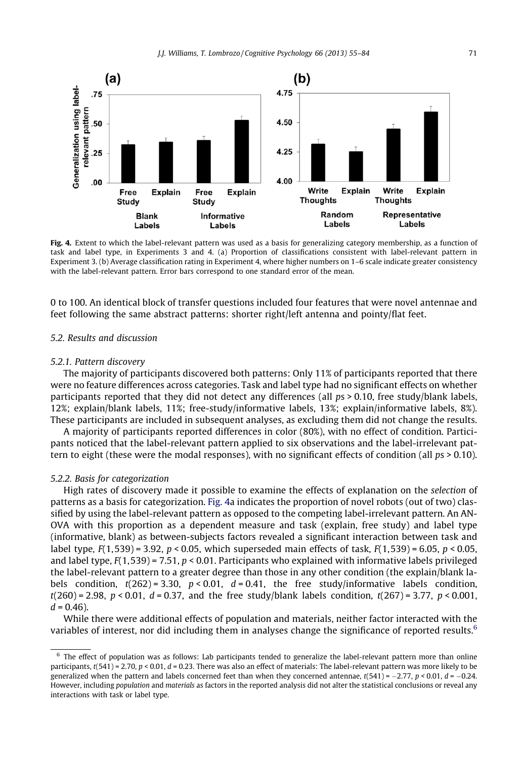**Fig. 4.** Extent to which the label-relevant pattern was used as a basis for generalizing category membership, as a function of task and label type, in Experiments 3 and 4. (a) Proportion of classifications consistent with label-relevant pattern in Experiment 3. (b) Average classification rating in Experiment 4, where higher numbers on 1–6 scale indicate greater consistency with the label-relevant pattern. Error bars correspond to one standard error of the mean.

0 to 100. An identical block of transfer questions included four features that were novel antennae and feet following the same abstract patterns: shorter right/left antenna and pointy/flat feet.

### 5.2. Results and discussion

#### 5.2.1. Pattern discovery

The majority of participants discovered both patterns: Only 11% of participants reported that there were no feature differences across categories. Task and label type had no significant effects on whether participants reported that they did not detect any differences (all $ps > 0.10$, free study/blank labels, 12%; explain/blank labels, 11%; free-study/informative labels, 13%; explain/informative labels, 8%). These participants are included in subsequent analyses, as excluding them did not change the results.

A majority of participants reported differences in color (80%), with no effect of condition. Participants noticed that the label-relevant pattern applied to six observations and the label-irrelevant pattern to eight (these were the modal responses), with no significant effects of condition (all $ps > 0.10$).

#### 5.2.2. Basis for categorization

High rates of discovery made it possible to examine the effects of explanation on the *selection* of patterns as a basis for categorization. Fig. 4a indicates the proportion of novel robots (out of two) classified by using the label-relevant pattern as opposed to the competing label-irrelevant pattern. An ANOVA with this proportion as a dependent measure and task (explain, free study) and label type (informative, blank) as between-subjects factors revealed a significant interaction between task and label type, $F(1,539) = 3.92$, $p < 0.05$, which superseded main effects of task, $F(1,539) = 6.05$, $p < 0.05$, and label type, $F(1,539) = 7.51$, $p < 0.01$. Participants who explained with informative labels privileged the label-relevant pattern to a greater degree than those in any other condition (the explain/blank labels condition, $t(262) = 3.30$, $p < 0.01$, $d = 0.41$, the free study/informative labels condition, $t(260) = 2.98$, $p < 0.01$, $d = 0.37$, and the free study/blank labels condition, $t(267) = 3.77$, $p < 0.001$, $d = 0.46$).

While there were additional effects of population and materials, neither factor interacted with the variables of interest, nor did including them in analyses change the significance of reported results.[6]

---

[6] The effect of population was as follows: Lab participants tended to generalize the label-relevant pattern more than online participants, $t(541) = 2.70$, $p < 0.01$, $d = 0.23$. There was also an effect of materials: The label-relevant pattern was more likely to be generalized when the pattern and labels concerned feet than when they concerned antennae, $t(541) = -2.77$, $p < 0.01$, $d = -0.24$. However, including *population* and *materials* as factors in the reported analysis did not alter the statistical conclusions or reveal any interactions with task or label type.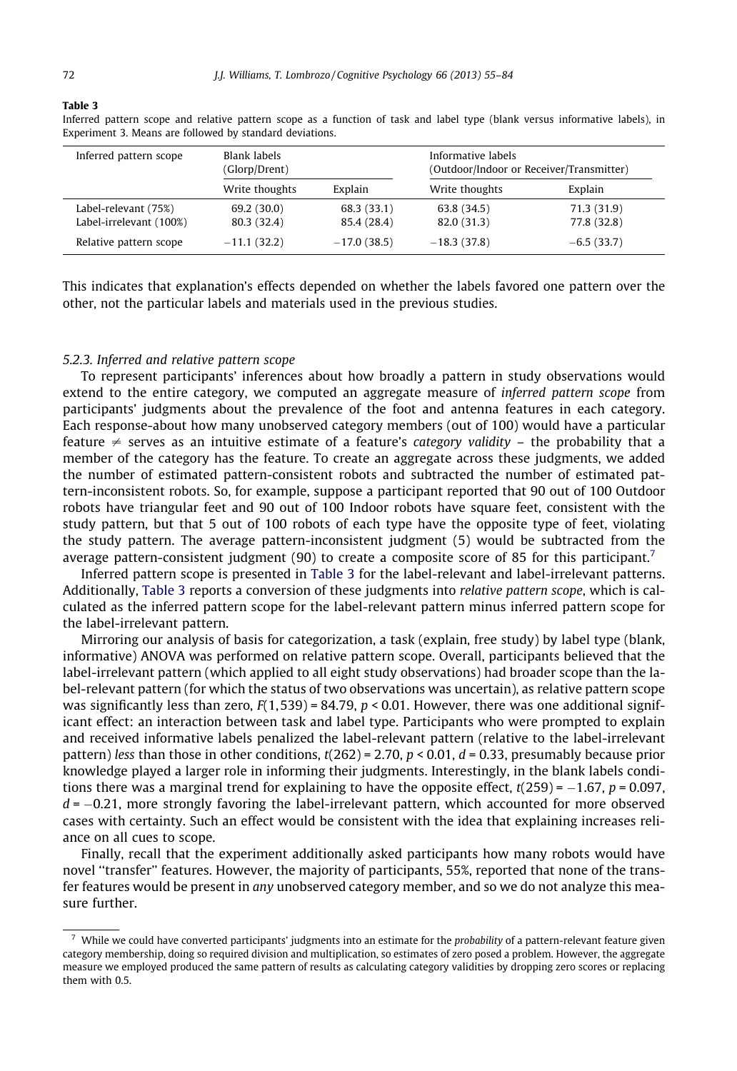**Table 3**

Inferred pattern scope and relative pattern scope as a function of task and label type (blank versus informative labels), in Experiment 3. Means are followed by standard deviations.

| Inferred pattern scope | Blank labels (Glorp/Drent) | | Informative labels (Outdoor/Indoor or Receiver/Transmitter) | |
|---|---|---|---|---|
| | Write thoughts | Explain | Write thoughts | Explain |
| Label-relevant (75%) | 69.2 (30.0) | 68.3 (33.1) | 63.8 (34.5) | 71.3 (31.9) |
| Label-irrelevant (100%) | 80.3 (32.4) | 85.4 (28.4) | 82.0 (31.3) | 77.8 (32.8) |
| Relative pattern scope | −11.1 (32.2) | −17.0 (38.5) | −18.3 (37.8) | −6.5 (33.7) |

This indicates that explanation's effects depended on whether the labels favored one pattern over the other, not the particular labels and materials used in the previous studies.

### 5.2.3. Inferred and relative pattern scope

To represent participants' inferences about how broadly a pattern in study observations would extend to the entire category, we computed an aggregate measure of *inferred pattern scope* from participants' judgments about the prevalence of the foot and antenna features in each category. Each response-about how many unobserved category members (out of 100) would have a particular feature ≠ serves as an intuitive estimate of a feature's *category validity* – the probability that a member of the category has the feature. To create an aggregate across these judgments, we added the number of estimated pattern-consistent robots and subtracted the number of estimated pattern-inconsistent robots. So, for example, suppose a participant reported that 90 out of 100 Outdoor robots have triangular feet and 90 out of 100 Indoor robots have square feet, consistent with the study pattern, but that 5 out of 100 robots of each type have the opposite type of feet, violating the study pattern. The average pattern-inconsistent judgment (5) would be subtracted from the average pattern-consistent judgment (90) to create a composite score of 85 for this participant.[7]

Inferred pattern scope is presented in Table 3 for the label-relevant and label-irrelevant patterns. Additionally, Table 3 reports a conversion of these judgments into *relative pattern scope*, which is calculated as the inferred pattern scope for the label-relevant pattern minus inferred pattern scope for the label-irrelevant pattern.

Mirroring our analysis of basis for categorization, a task (explain, free study) by label type (blank, informative) ANOVA was performed on relative pattern scope. Overall, participants believed that the label-irrelevant pattern (which applied to all eight study observations) had broader scope than the label-relevant pattern (for which the status of two observations was uncertain), as relative pattern scope was significantly less than zero, $F(1,539) = 84.79$, $p < 0.01$. However, there was one additional significant effect: an interaction between task and label type. Participants who were prompted to explain and received informative labels penalized the label-relevant pattern (relative to the label-irrelevant pattern) *less* than those in other conditions, $t(262) = 2.70$, $p < 0.01$, $d = 0.33$, presumably because prior knowledge played a larger role in informing their judgments. Interestingly, in the blank labels conditions there was a marginal trend for explaining to have the opposite effect, $t(259) = -1.67$, $p = 0.097$, $d = -0.21$, more strongly favoring the label-irrelevant pattern, which accounted for more observed cases with certainty. Such an effect would be consistent with the idea that explaining increases reliance on all cues to scope.

Finally, recall that the experiment additionally asked participants how many robots would have novel "transfer" features. However, the majority of participants, 55%, reported that none of the transfer features would be present in *any* unobserved category member, and so we do not analyze this measure further.

---

[7] While we could have converted participants' judgments into an estimate for the *probability* of a pattern-relevant feature given category membership, doing so required division and multiplication, so estimates of zero posed a problem. However, the aggregate measure we employed produced the same pattern of results as calculating category validities by dropping zero scores or replacing them with 0.5.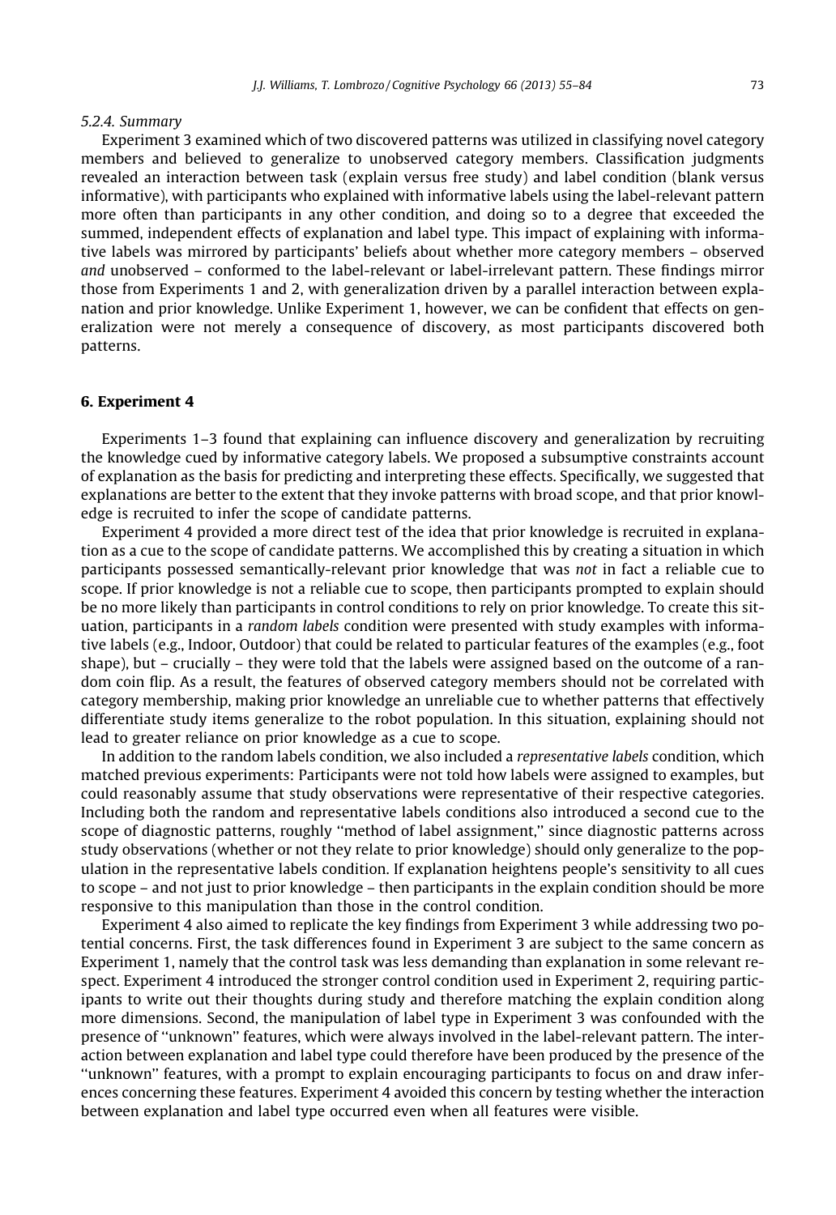#### 5.2.4. Summary

Experiment 3 examined which of two discovered patterns was utilized in classifying novel category members and believed to generalize to unobserved category members. Classification judgments revealed an interaction between task (explain versus free study) and label condition (blank versus informative), with participants who explained with informative labels using the label-relevant pattern more often than participants in any other condition, and doing so to a degree that exceeded the summed, independent effects of explanation and label type. This impact of explaining with informative labels was mirrored by participants' beliefs about whether more category members – observed *and* unobserved – conformed to the label-relevant or label-irrelevant pattern. These findings mirror those from Experiments 1 and 2, with generalization driven by a parallel interaction between explanation and prior knowledge. Unlike Experiment 1, however, we can be confident that effects on generalization were not merely a consequence of discovery, as most participants discovered both patterns.

## 6. Experiment 4

Experiments 1–3 found that explaining can influence discovery and generalization by recruiting the knowledge cued by informative category labels. We proposed a subsumptive constraints account of explanation as the basis for predicting and interpreting these effects. Specifically, we suggested that explanations are better to the extent that they invoke patterns with broad scope, and that prior knowledge is recruited to infer the scope of candidate patterns.

Experiment 4 provided a more direct test of the idea that prior knowledge is recruited in explanation as a cue to the scope of candidate patterns. We accomplished this by creating a situation in which participants possessed semantically-relevant prior knowledge that was *not* in fact a reliable cue to scope. If prior knowledge is not a reliable cue to scope, then participants prompted to explain should be no more likely than participants in control conditions to rely on prior knowledge. To create this situation, participants in a *random labels* condition were presented with study examples with informative labels (e.g., Indoor, Outdoor) that could be related to particular features of the examples (e.g., foot shape), but – crucially – they were told that the labels were assigned based on the outcome of a random coin flip. As a result, the features of observed category members should not be correlated with category membership, making prior knowledge an unreliable cue to whether patterns that effectively differentiate study items generalize to the robot population. In this situation, explaining should not lead to greater reliance on prior knowledge as a cue to scope.

In addition to the random labels condition, we also included a *representative labels* condition, which matched previous experiments: Participants were not told how labels were assigned to examples, but could reasonably assume that study observations were representative of their respective categories. Including both the random and representative labels conditions also introduced a second cue to the scope of diagnostic patterns, roughly ''method of label assignment,'' since diagnostic patterns across study observations (whether or not they relate to prior knowledge) should only generalize to the population in the representative labels condition. If explanation heightens people's sensitivity to all cues to scope – and not just to prior knowledge – then participants in the explain condition should be more responsive to this manipulation than those in the control condition.

Experiment 4 also aimed to replicate the key findings from Experiment 3 while addressing two potential concerns. First, the task differences found in Experiment 3 are subject to the same concern as Experiment 1, namely that the control task was less demanding than explanation in some relevant respect. Experiment 4 introduced the stronger control condition used in Experiment 2, requiring participants to write out their thoughts during study and therefore matching the explain condition along more dimensions. Second, the manipulation of label type in Experiment 3 was confounded with the presence of ''unknown'' features, which were always involved in the label-relevant pattern. The interaction between explanation and label type could therefore have been produced by the presence of the ''unknown'' features, with a prompt to explain encouraging participants to focus on and draw inferences concerning these features. Experiment 4 avoided this concern by testing whether the interaction between explanation and label type occurred even when all features were visible.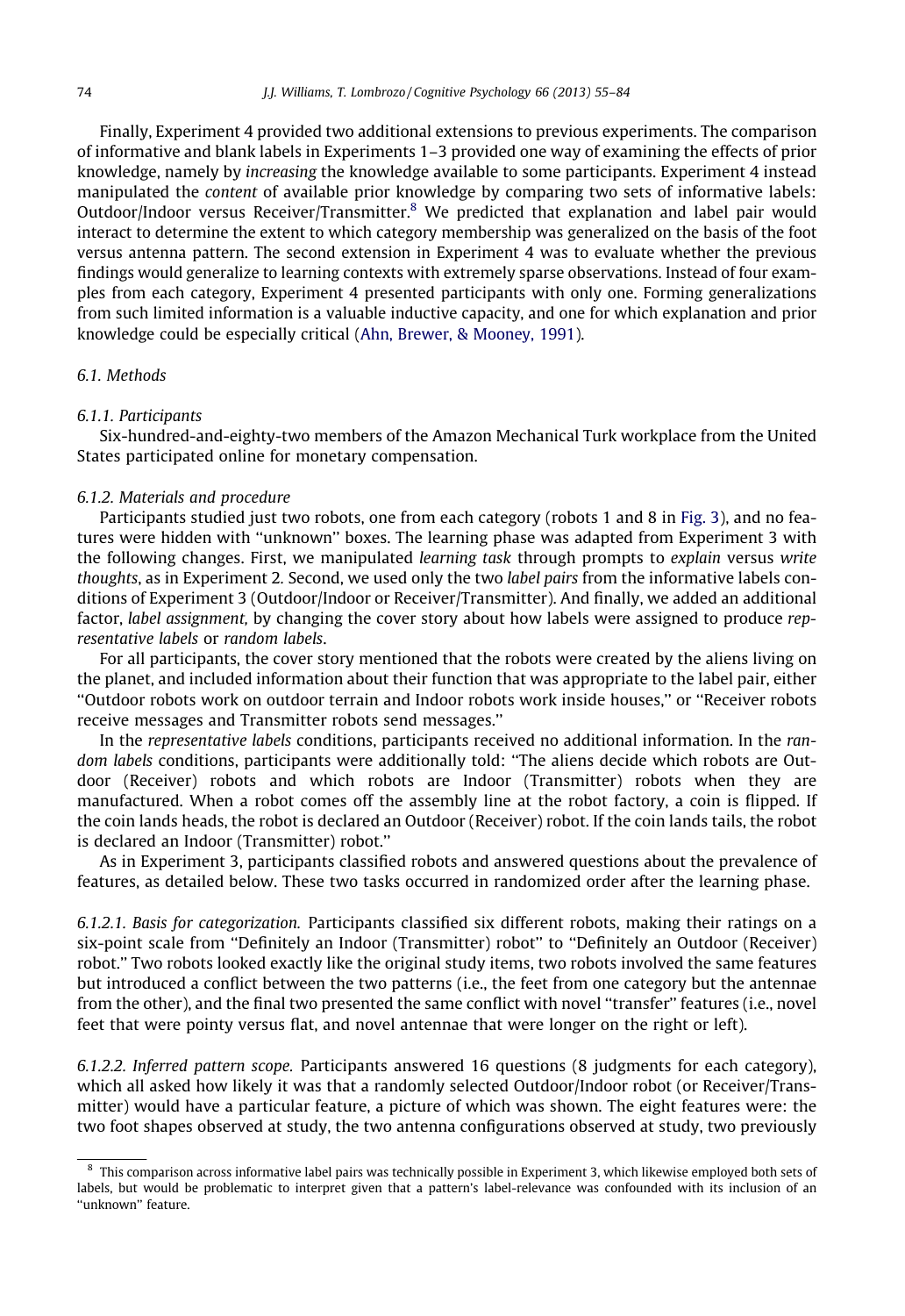Finally, Experiment 4 provided two additional extensions to previous experiments. The comparison of informative and blank labels in Experiments 1–3 provided one way of examining the effects of prior knowledge, namely by *increasing* the knowledge available to some participants. Experiment 4 instead manipulated the *content* of available prior knowledge by comparing two sets of informative labels: Outdoor/Indoor versus Receiver/Transmitter.[8] We predicted that explanation and label pair would interact to determine the extent to which category membership was generalized on the basis of the foot versus antenna pattern. The second extension in Experiment 4 was to evaluate whether the previous findings would generalize to learning contexts with extremely sparse observations. Instead of four examples from each category, Experiment 4 presented participants with only one. Forming generalizations from such limited information is a valuable inductive capacity, and one for which explanation and prior knowledge could be especially critical (Ahn, Brewer, & Mooney, 1991).

## 6.1. Methods

### 6.1.1. Participants

Six-hundred-and-eighty-two members of the Amazon Mechanical Turk workplace from the United States participated online for monetary compensation.

### 6.1.2. Materials and procedure

Participants studied just two robots, one from each category (robots 1 and 8 in Fig. 3), and no features were hidden with ''unknown'' boxes. The learning phase was adapted from Experiment 3 with the following changes. First, we manipulated *learning task* through prompts to *explain* versus *write thoughts*, as in Experiment 2. Second, we used only the two *label pairs* from the informative labels conditions of Experiment 3 (Outdoor/Indoor or Receiver/Transmitter). And finally, we added an additional factor, *label assignment,* by changing the cover story about how labels were assigned to produce *representative labels* or *random labels*.

For all participants, the cover story mentioned that the robots were created by the aliens living on the planet, and included information about their function that was appropriate to the label pair, either ''Outdoor robots work on outdoor terrain and Indoor robots work inside houses,'' or ''Receiver robots receive messages and Transmitter robots send messages.''

In the *representative labels* conditions, participants received no additional information. In the *random labels* conditions, participants were additionally told: ''The aliens decide which robots are Outdoor (Receiver) robots and which robots are Indoor (Transmitter) robots when they are manufactured. When a robot comes off the assembly line at the robot factory, a coin is flipped. If the coin lands heads, the robot is declared an Outdoor (Receiver) robot. If the coin lands tails, the robot is declared an Indoor (Transmitter) robot.''

As in Experiment 3, participants classified robots and answered questions about the prevalence of features, as detailed below. These two tasks occurred in randomized order after the learning phase.

*6.1.2.1. Basis for categorization.* Participants classified six different robots, making their ratings on a six-point scale from ''Definitely an Indoor (Transmitter) robot'' to ''Definitely an Outdoor (Receiver) robot.'' Two robots looked exactly like the original study items, two robots involved the same features but introduced a conflict between the two patterns (i.e., the feet from one category but the antennae from the other), and the final two presented the same conflict with novel ''transfer'' features (i.e., novel feet that were pointy versus flat, and novel antennae that were longer on the right or left).

*6.1.2.2. Inferred pattern scope.* Participants answered 16 questions (8 judgments for each category), which all asked how likely it was that a randomly selected Outdoor/Indoor robot (or Receiver/Transmitter) would have a particular feature, a picture of which was shown. The eight features were: the two foot shapes observed at study, the two antenna configurations observed at study, two previously

---

[8] This comparison across informative label pairs was technically possible in Experiment 3, which likewise employed both sets of labels, but would be problematic to interpret given that a pattern's label-relevance was confounded with its inclusion of an ''unknown'' feature.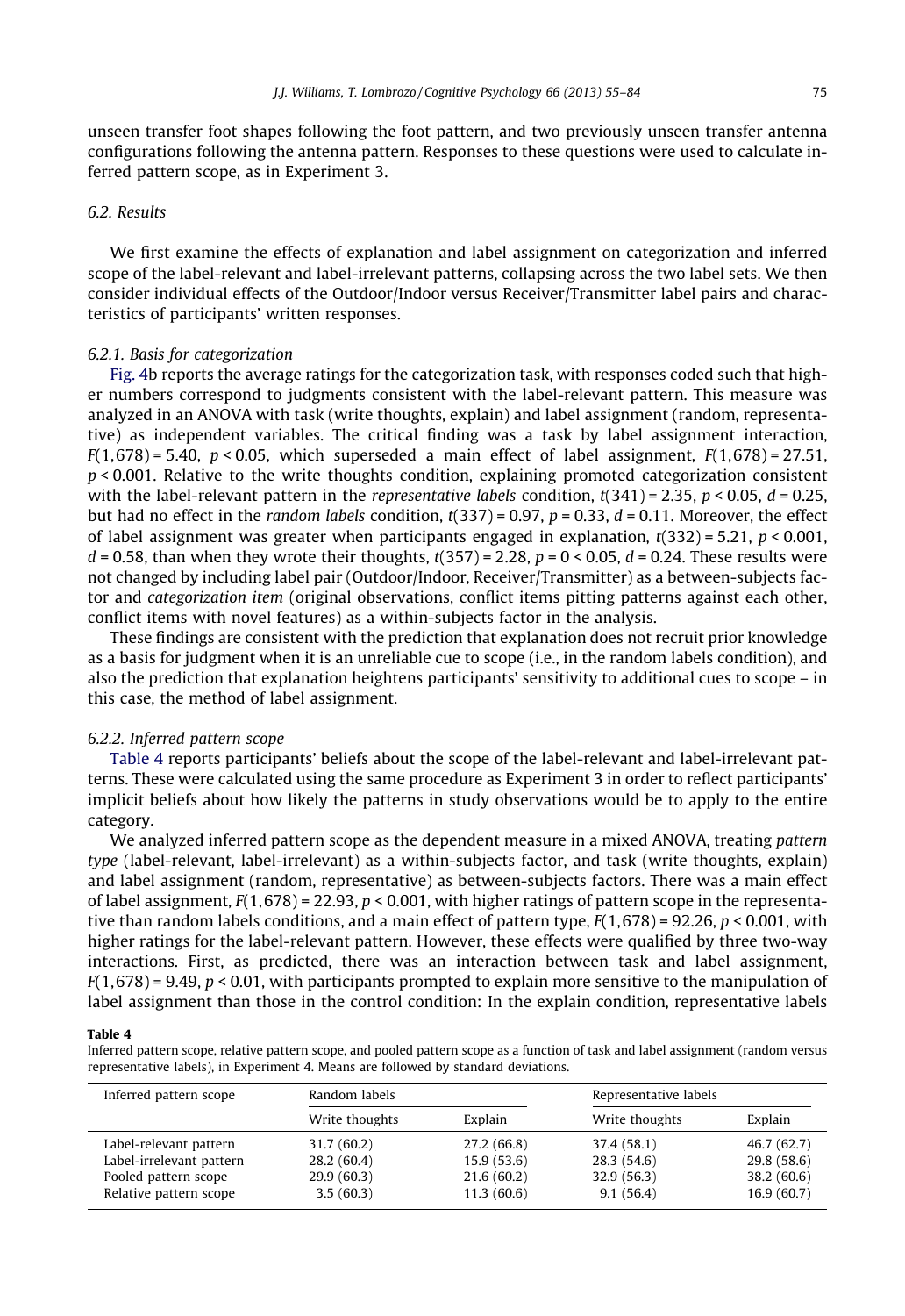unseen transfer foot shapes following the foot pattern, and two previously unseen transfer antenna configurations following the antenna pattern. Responses to these questions were used to calculate inferred pattern scope, as in Experiment 3.

## 6.2. Results

We first examine the effects of explanation and label assignment on categorization and inferred scope of the label-relevant and label-irrelevant patterns, collapsing across the two label sets. We then consider individual effects of the Outdoor/Indoor versus Receiver/Transmitter label pairs and characteristics of participants' written responses.

### 6.2.1. Basis for categorization

Fig. 4b reports the average ratings for the categorization task, with responses coded such that higher numbers correspond to judgments consistent with the label-relevant pattern. This measure was analyzed in an ANOVA with task (write thoughts, explain) and label assignment (random, representative) as independent variables. The critical finding was a task by label assignment interaction, $F(1,678) = 5.40$, $p < 0.05$, which superseded a main effect of label assignment, $F(1,678) = 27.51$, $p < 0.001$. Relative to the write thoughts condition, explaining promoted categorization consistent with the label-relevant pattern in the *representative labels* condition, $t(341) = 2.35$, $p < 0.05$, $d = 0.25$, but had no effect in the *random labels* condition, $t(337) = 0.97$, $p = 0.33$, $d = 0.11$. Moreover, the effect of label assignment was greater when participants engaged in explanation, $t(332) = 5.21$, $p < 0.001$, $d = 0.58$, than when they wrote their thoughts, $t(357) = 2.28$, $p = 0 < 0.05$, $d = 0.24$. These results were not changed by including label pair (Outdoor/Indoor, Receiver/Transmitter) as a between-subjects factor and *categorization item* (original observations, conflict items pitting patterns against each other, conflict items with novel features) as a within-subjects factor in the analysis.

These findings are consistent with the prediction that explanation does not recruit prior knowledge as a basis for judgment when it is an unreliable cue to scope (i.e., in the random labels condition), and also the prediction that explanation heightens participants' sensitivity to additional cues to scope – in this case, the method of label assignment.

### 6.2.2. Inferred pattern scope

Table 4 reports participants' beliefs about the scope of the label-relevant and label-irrelevant patterns. These were calculated using the same procedure as Experiment 3 in order to reflect participants' implicit beliefs about how likely the patterns in study observations would be to apply to the entire category.

We analyzed inferred pattern scope as the dependent measure in a mixed ANOVA, treating *pattern type* (label-relevant, label-irrelevant) as a within-subjects factor, and task (write thoughts, explain) and label assignment (random, representative) as between-subjects factors. There was a main effect of label assignment, $F(1,678) = 22.93$, $p < 0.001$, with higher ratings of pattern scope in the representative than random labels conditions, and a main effect of pattern type, $F(1,678) = 92.26$, $p < 0.001$, with higher ratings for the label-relevant pattern. However, these effects were qualified by three two-way interactions. First, as predicted, there was an interaction between task and label assignment, $F(1,678) = 9.49$, $p < 0.01$, with participants prompted to explain more sensitive to the manipulation of label assignment than those in the control condition: In the explain condition, representative labels

**Table 4**

Inferred pattern scope, relative pattern scope, and pooled pattern scope as a function of task and label assignment (random versus representative labels), in Experiment 4. Means are followed by standard deviations.

| Inferred pattern scope | Random labels | | Representative labels | |
|---|---|---|---|---|
| | Write thoughts | Explain | Write thoughts | Explain |
| Label-relevant pattern | 31.7 (60.2) | 27.2 (66.8) | 37.4 (58.1) | 46.7 (62.7) |
| Label-irrelevant pattern | 28.2 (60.4) | 15.9 (53.6) | 28.3 (54.6) | 29.8 (58.6) |
| Pooled pattern scope | 29.9 (60.3) | 21.6 (60.2) | 32.9 (56.3) | 38.2 (60.6) |
| Relative pattern scope | 3.5 (60.3) | 11.3 (60.6) | 9.1 (56.4) | 16.9 (60.7) |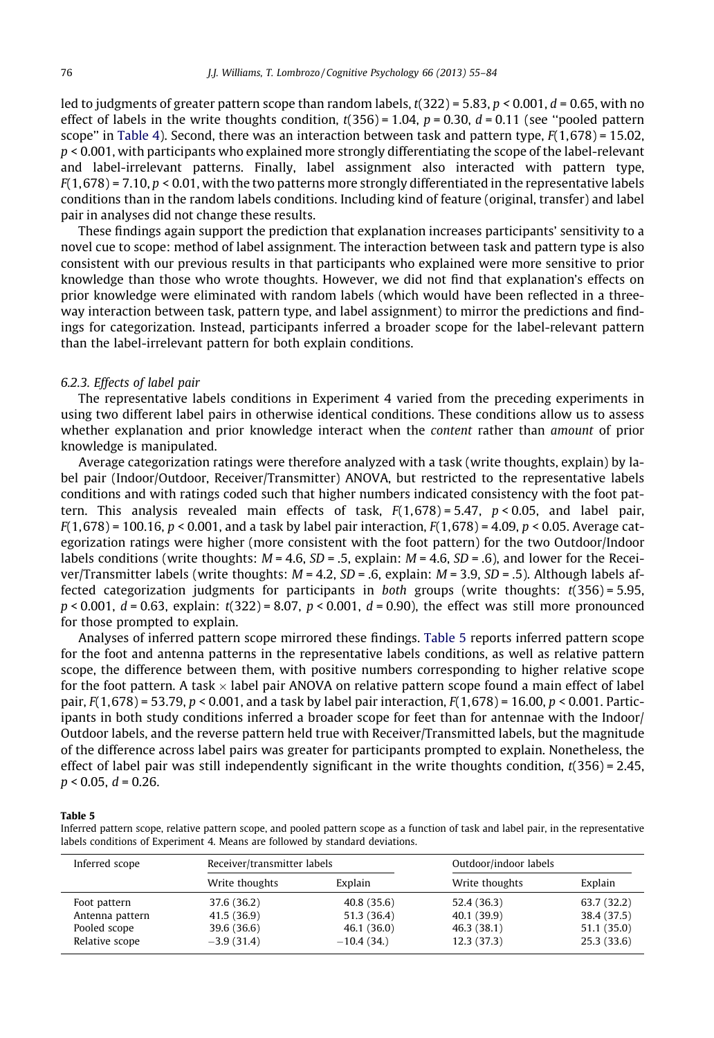led to judgments of greater pattern scope than random labels, $t(322) = 5.83$, $p < 0.001$, $d = 0.65$, with no effect of labels in the write thoughts condition, $t(356) = 1.04$, $p = 0.30$, $d = 0.11$ (see "pooled pattern scope" in Table 4). Second, there was an interaction between task and pattern type, $F(1,678) = 15.02$, $p < 0.001$, with participants who explained more strongly differentiating the scope of the label-relevant and label-irrelevant patterns. Finally, label assignment also interacted with pattern type, $F(1,678) = 7.10$, $p < 0.01$, with the two patterns more strongly differentiated in the representative labels conditions than in the random labels conditions. Including kind of feature (original, transfer) and label pair in analyses did not change these results.

These findings again support the prediction that explanation increases participants' sensitivity to a novel cue to scope: method of label assignment. The interaction between task and pattern type is also consistent with our previous results in that participants who explained were more sensitive to prior knowledge than those who wrote thoughts. However, we did not find that explanation's effects on prior knowledge were eliminated with random labels (which would have been reflected in a three-way interaction between task, pattern type, and label assignment) to mirror the predictions and findings for categorization. Instead, participants inferred a broader scope for the label-relevant pattern than the label-irrelevant pattern for both explain conditions.

### 6.2.3. Effects of label pair

The representative labels conditions in Experiment 4 varied from the preceding experiments in using two different label pairs in otherwise identical conditions. These conditions allow us to assess whether explanation and prior knowledge interact when the *content* rather than *amount* of prior knowledge is manipulated.

Average categorization ratings were therefore analyzed with a task (write thoughts, explain) by label pair (Indoor/Outdoor, Receiver/Transmitter) ANOVA, but restricted to the representative labels conditions and with ratings coded such that higher numbers indicated consistency with the foot pattern. This analysis revealed main effects of task, $F(1,678) = 5.47$, $p < 0.05$, and label pair, $F(1,678) = 100.16$, $p < 0.001$, and a task by label pair interaction, $F(1,678) = 4.09$, $p < 0.05$. Average categorization ratings were higher (more consistent with the foot pattern) for the two Outdoor/Indoor labels conditions (write thoughts: $M = 4.6$, $SD = .5$, explain: $M = 4.6$, $SD = .6$), and lower for the Receiver/Transmitter labels (write thoughts: $M = 4.2$, $SD = .6$, explain: $M = 3.9$, $SD = .5$). Although labels affected categorization judgments for participants in *both* groups (write thoughts: $t(356) = 5.95$, $p < 0.001$, $d = 0.63$, explain: $t(322) = 8.07$, $p < 0.001$, $d = 0.90$), the effect was still more pronounced for those prompted to explain.

Analyses of inferred pattern scope mirrored these findings. Table 5 reports inferred pattern scope for the foot and antenna patterns in the representative labels conditions, as well as relative pattern scope, the difference between them, with positive numbers corresponding to higher relative scope for the foot pattern. A task × label pair ANOVA on relative pattern scope found a main effect of label pair, $F(1,678) = 53.79$, $p < 0.001$, and a task by label pair interaction, $F(1,678) = 16.00$, $p < 0.001$. Participants in both study conditions inferred a broader scope for feet than for antennae with the Indoor/Outdoor labels, and the reverse pattern held true with Receiver/Transmitted labels, but the magnitude of the difference across label pairs was greater for participants prompted to explain. Nonetheless, the effect of label pair was still independently significant in the write thoughts condition, $t(356) = 2.45$, $p < 0.05$, $d = 0.26$.

**Table 5**

Inferred pattern scope, relative pattern scope, and pooled pattern scope as a function of task and label pair, in the representative labels conditions of Experiment 4. Means are followed by standard deviations.

| Inferred scope | Receiver/transmitter labels | | Outdoor/indoor labels | |
|---|---|---|---|---|
| | Write thoughts | Explain | Write thoughts | Explain |
| Foot pattern | 37.6 (36.2) | 40.8 (35.6) | 52.4 (36.3) | 63.7 (32.2) |
| Antenna pattern | 41.5 (36.9) | 51.3 (36.4) | 40.1 (39.9) | 38.4 (37.5) |
| Pooled scope | 39.6 (36.6) | 46.1 (36.0) | 46.3 (38.1) | 51.1 (35.0) |
| Relative scope | −3.9 (31.4) | −10.4 (34.) | 12.3 (37.3) | 25.3 (33.6) |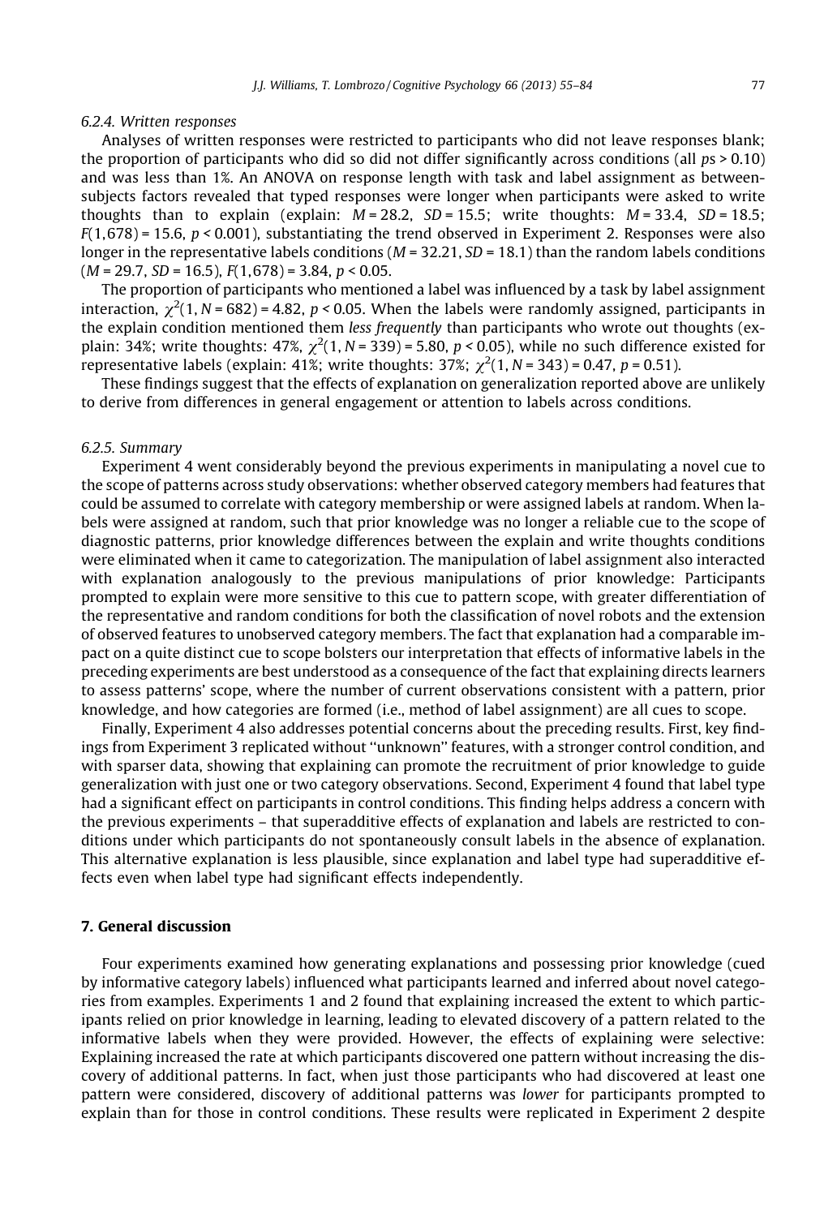#### 6.2.4. Written responses

Analyses of written responses were restricted to participants who did not leave responses blank; the proportion of participants who did so did not differ significantly across conditions (all $ps > 0.10$) and was less than 1%. An ANOVA on response length with task and label assignment as between-subjects factors revealed that typed responses were longer when participants were asked to write thoughts than to explain (explain: $M = 28.2$, $SD = 15.5$; write thoughts: $M = 33.4$, $SD = 18.5$; $F(1,678) = 15.6$, $p < 0.001$), substantiating the trend observed in Experiment 2. Responses were also longer in the representative labels conditions ($M = 32.21$, $SD = 18.1$) than the random labels conditions ($M = 29.7$, $SD = 16.5$), $F(1,678) = 3.84$, $p < 0.05$.

The proportion of participants who mentioned a label was influenced by a task by label assignment interaction, $\chi^2(1, N = 682) = 4.82$, $p < 0.05$. When the labels were randomly assigned, participants in the explain condition mentioned them *less frequently* than participants who wrote out thoughts (explain: 34%; write thoughts: 47%, $\chi^2(1, N = 339) = 5.80$, $p < 0.05$), while no such difference existed for representative labels (explain: 41%; write thoughts: 37%; $\chi^2(1, N = 343) = 0.47$, $p = 0.51$).

These findings suggest that the effects of explanation on generalization reported above are unlikely to derive from differences in general engagement or attention to labels across conditions.

#### 6.2.5. Summary

Experiment 4 went considerably beyond the previous experiments in manipulating a novel cue to the scope of patterns across study observations: whether observed category members had features that could be assumed to correlate with category membership or were assigned labels at random. When labels were assigned at random, such that prior knowledge was no longer a reliable cue to the scope of diagnostic patterns, prior knowledge differences between the explain and write thoughts conditions were eliminated when it came to categorization. The manipulation of label assignment also interacted with explanation analogously to the previous manipulations of prior knowledge: Participants prompted to explain were more sensitive to this cue to pattern scope, with greater differentiation of the representative and random conditions for both the classification of novel robots and the extension of observed features to unobserved category members. The fact that explanation had a comparable impact on a quite distinct cue to scope bolsters our interpretation that effects of informative labels in the preceding experiments are best understood as a consequence of the fact that explaining directs learners to assess patterns' scope, where the number of current observations consistent with a pattern, prior knowledge, and how categories are formed (i.e., method of label assignment) are all cues to scope.

Finally, Experiment 4 also addresses potential concerns about the preceding results. First, key findings from Experiment 3 replicated without "unknown" features, with a stronger control condition, and with sparser data, showing that explaining can promote the recruitment of prior knowledge to guide generalization with just one or two category observations. Second, Experiment 4 found that label type had a significant effect on participants in control conditions. This finding helps address a concern with the previous experiments – that superadditive effects of explanation and labels are restricted to conditions under which participants do not spontaneously consult labels in the absence of explanation. This alternative explanation is less plausible, since explanation and label type had superadditive effects even when label type had significant effects independently.

## 7. General discussion

Four experiments examined how generating explanations and possessing prior knowledge (cued by informative category labels) influenced what participants learned and inferred about novel categories from examples. Experiments 1 and 2 found that explaining increased the extent to which participants relied on prior knowledge in learning, leading to elevated discovery of a pattern related to the informative labels when they were provided. However, the effects of explaining were selective: Explaining increased the rate at which participants discovered one pattern without increasing the discovery of additional patterns. In fact, when just those participants who had discovered at least one pattern were considered, discovery of additional patterns was *lower* for participants prompted to explain than for those in control conditions. These results were replicated in Experiment 2 despite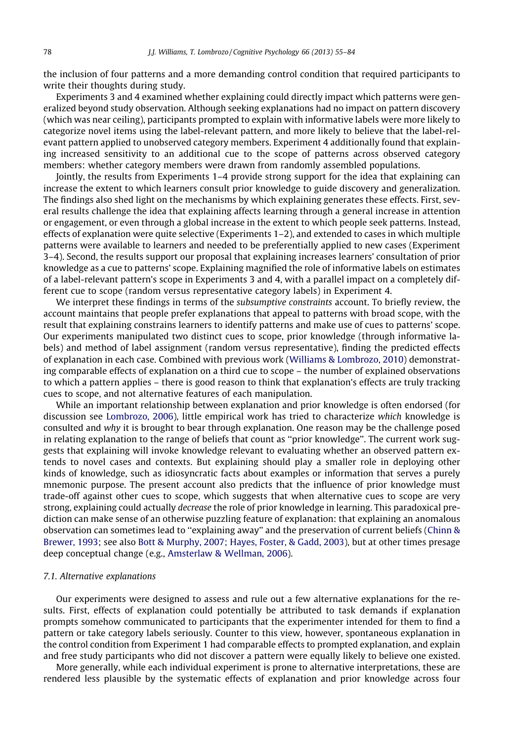the inclusion of four patterns and a more demanding control condition that required participants to write their thoughts during study.

Experiments 3 and 4 examined whether explaining could directly impact which patterns were generalized beyond study observation. Although seeking explanations had no impact on pattern discovery (which was near ceiling), participants prompted to explain with informative labels were more likely to categorize novel items using the label-relevant pattern, and more likely to believe that the label-relevant pattern applied to unobserved category members. Experiment 4 additionally found that explaining increased sensitivity to an additional cue to the scope of patterns across observed category members: whether category members were drawn from randomly assembled populations.

Jointly, the results from Experiments 1–4 provide strong support for the idea that explaining can increase the extent to which learners consult prior knowledge to guide discovery and generalization. The findings also shed light on the mechanisms by which explaining generates these effects. First, several results challenge the idea that explaining affects learning through a general increase in attention or engagement, or even through a global increase in the extent to which people seek patterns. Instead, effects of explanation were quite selective (Experiments 1–2), and extended to cases in which multiple patterns were available to learners and needed to be preferentially applied to new cases (Experiment 3–4). Second, the results support our proposal that explaining increases learners' consultation of prior knowledge as a cue to patterns' scope. Explaining magnified the role of informative labels on estimates of a label-relevant pattern's scope in Experiments 3 and 4, with a parallel impact on a completely different cue to scope (random versus representative category labels) in Experiment 4.

We interpret these findings in terms of the *subsumptive constraints* account. To briefly review, the account maintains that people prefer explanations that appeal to patterns with broad scope, with the result that explaining constrains learners to identify patterns and make use of cues to patterns' scope. Our experiments manipulated two distinct cues to scope, prior knowledge (through informative labels) and method of label assignment (random versus representative), finding the predicted effects of explanation in each case. Combined with previous work (Williams & Lombrozo, 2010) demonstrating comparable effects of explanation on a third cue to scope – the number of explained observations to which a pattern applies – there is good reason to think that explanation's effects are truly tracking cues to scope, and not alternative features of each manipulation.

While an important relationship between explanation and prior knowledge is often endorsed (for discussion see Lombrozo, 2006), little empirical work has tried to characterize *which* knowledge is consulted and *why* it is brought to bear through explanation. One reason may be the challenge posed in relating explanation to the range of beliefs that count as "prior knowledge". The current work suggests that explaining will invoke knowledge relevant to evaluating whether an observed pattern extends to novel cases and contexts. But explaining should play a smaller role in deploying other kinds of knowledge, such as idiosyncratic facts about examples or information that serves a purely mnemonic purpose. The present account also predicts that the influence of prior knowledge must trade-off against other cues to scope, which suggests that when alternative cues to scope are very strong, explaining could actually *decrease* the role of prior knowledge in learning. This paradoxical prediction can make sense of an otherwise puzzling feature of explanation: that explaining an anomalous observation can sometimes lead to "explaining away" and the preservation of current beliefs (Chinn & Brewer, 1993; see also Bott & Murphy, 2007; Hayes, Foster, & Gadd, 2003), but at other times presage deep conceptual change (e.g., Amsterlaw & Wellman, 2006).

### 7.1. Alternative explanations

Our experiments were designed to assess and rule out a few alternative explanations for the results. First, effects of explanation could potentially be attributed to task demands if explanation prompts somehow communicated to participants that the experimenter intended for them to find a pattern or take category labels seriously. Counter to this view, however, spontaneous explanation in the control condition from Experiment 1 had comparable effects to prompted explanation, and explain and free study participants who did not discover a pattern were equally likely to believe one existed.

More generally, while each individual experiment is prone to alternative interpretations, these are rendered less plausible by the systematic effects of explanation and prior knowledge across four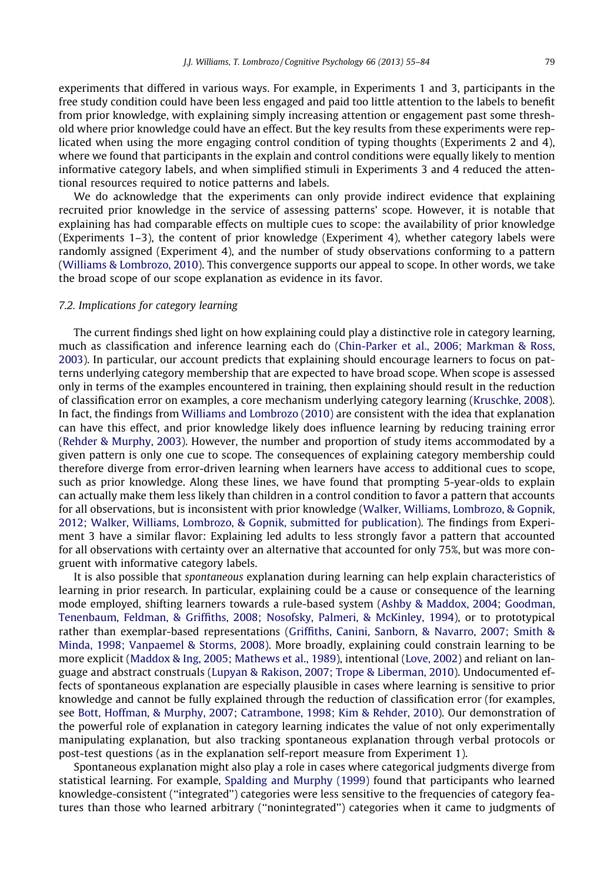experiments that differed in various ways. For example, in Experiments 1 and 3, participants in the free study condition could have been less engaged and paid too little attention to the labels to benefit from prior knowledge, with explaining simply increasing attention or engagement past some threshold where prior knowledge could have an effect. But the key results from these experiments were replicated when using the more engaging control condition of typing thoughts (Experiments 2 and 4), where we found that participants in the explain and control conditions were equally likely to mention informative category labels, and when simplified stimuli in Experiments 3 and 4 reduced the attentional resources required to notice patterns and labels.

We do acknowledge that the experiments can only provide indirect evidence that explaining recruited prior knowledge in the service of assessing patterns' scope. However, it is notable that explaining has had comparable effects on multiple cues to scope: the availability of prior knowledge (Experiments 1–3), the content of prior knowledge (Experiment 4), whether category labels were randomly assigned (Experiment 4), and the number of study observations conforming to a pattern (Williams & Lombrozo, 2010). This convergence supports our appeal to scope. In other words, we take the broad scope of our scope explanation as evidence in its favor.

### 7.2. Implications for category learning

The current findings shed light on how explaining could play a distinctive role in category learning, much as classification and inference learning each do (Chin-Parker et al., 2006; Markman & Ross, 2003). In particular, our account predicts that explaining should encourage learners to focus on patterns underlying category membership that are expected to have broad scope. When scope is assessed only in terms of the examples encountered in training, then explaining should result in the reduction of classification error on examples, a core mechanism underlying category learning (Kruschke, 2008). In fact, the findings from Williams and Lombrozo (2010) are consistent with the idea that explanation can have this effect, and prior knowledge likely does influence learning by reducing training error (Rehder & Murphy, 2003). However, the number and proportion of study items accommodated by a given pattern is only one cue to scope. The consequences of explaining category membership could therefore diverge from error-driven learning when learners have access to additional cues to scope, such as prior knowledge. Along these lines, we have found that prompting 5-year-olds to explain can actually make them less likely than children in a control condition to favor a pattern that accounts for all observations, but is inconsistent with prior knowledge (Walker, Williams, Lombrozo, & Gopnik, 2012; Walker, Williams, Lombrozo, & Gopnik, submitted for publication). The findings from Experiment 3 have a similar flavor: Explaining led adults to less strongly favor a pattern that accounted for all observations with certainty over an alternative that accounted for only 75%, but was more congruent with informative category labels.

It is also possible that *spontaneous* explanation during learning can help explain characteristics of learning in prior research. In particular, explaining could be a cause or consequence of the learning mode employed, shifting learners towards a rule-based system (Ashby & Maddox, 2004; Goodman, Tenenbaum, Feldman, & Griffiths, 2008; Nosofsky, Palmeri, & McKinley, 1994), or to prototypical rather than exemplar-based representations (Griffiths, Canini, Sanborn, & Navarro, 2007; Smith & Minda, 1998; Vanpaemel & Storms, 2008). More broadly, explaining could constrain learning to be more explicit (Maddox & Ing, 2005; Mathews et al., 1989), intentional (Love, 2002) and reliant on language and abstract construals (Lupyan & Rakison, 2007; Trope & Liberman, 2010). Undocumented effects of spontaneous explanation are especially plausible in cases where learning is sensitive to prior knowledge and cannot be fully explained through the reduction of classification error (for examples, see Bott, Hoffman, & Murphy, 2007; Catrambone, 1998; Kim & Rehder, 2010). Our demonstration of the powerful role of explanation in category learning indicates the value of not only experimentally manipulating explanation, but also tracking spontaneous explanation through verbal protocols or post-test questions (as in the explanation self-report measure from Experiment 1).

Spontaneous explanation might also play a role in cases where categorical judgments diverge from statistical learning. For example, Spalding and Murphy (1999) found that participants who learned knowledge-consistent (''integrated'') categories were less sensitive to the frequencies of category features than those who learned arbitrary (''nonintegrated'') categories when it came to judgments of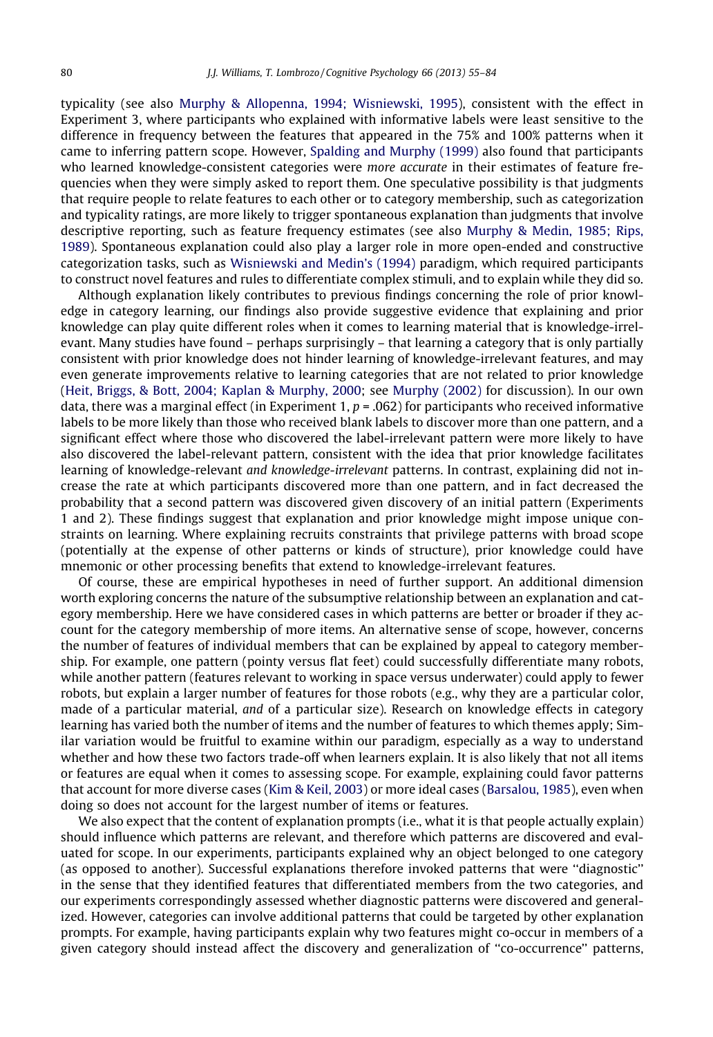typicality (see also Murphy & Allopenna, 1994; Wisniewski, 1995), consistent with the effect in Experiment 3, where participants who explained with informative labels were least sensitive to the difference in frequency between the features that appeared in the 75% and 100% patterns when it came to inferring pattern scope. However, Spalding and Murphy (1999) also found that participants who learned knowledge-consistent categories were *more accurate* in their estimates of feature frequencies when they were simply asked to report them. One speculative possibility is that judgments that require people to relate features to each other or to category membership, such as categorization and typicality ratings, are more likely to trigger spontaneous explanation than judgments that involve descriptive reporting, such as feature frequency estimates (see also Murphy & Medin, 1985; Rips, 1989). Spontaneous explanation could also play a larger role in more open-ended and constructive categorization tasks, such as Wisniewski and Medin's (1994) paradigm, which required participants to construct novel features and rules to differentiate complex stimuli, and to explain while they did so.

Although explanation likely contributes to previous findings concerning the role of prior knowledge in category learning, our findings also provide suggestive evidence that explaining and prior knowledge can play quite different roles when it comes to learning material that is knowledge-irrelevant. Many studies have found – perhaps surprisingly – that learning a category that is only partially consistent with prior knowledge does not hinder learning of knowledge-irrelevant features, and may even generate improvements relative to learning categories that are not related to prior knowledge (Heit, Briggs, & Bott, 2004; Kaplan & Murphy, 2000; see Murphy (2002) for discussion). In our own data, there was a marginal effect (in Experiment 1, $p = .062$) for participants who received informative labels to be more likely than those who received blank labels to discover more than one pattern, and a significant effect where those who discovered the label-irrelevant pattern were more likely to have also discovered the label-relevant pattern, consistent with the idea that prior knowledge facilitates learning of knowledge-relevant *and knowledge-irrelevant* patterns. In contrast, explaining did not increase the rate at which participants discovered more than one pattern, and in fact decreased the probability that a second pattern was discovered given discovery of an initial pattern (Experiments 1 and 2). These findings suggest that explanation and prior knowledge might impose unique constraints on learning. Where explaining recruits constraints that privilege patterns with broad scope (potentially at the expense of other patterns or kinds of structure), prior knowledge could have mnemonic or other processing benefits that extend to knowledge-irrelevant features.

Of course, these are empirical hypotheses in need of further support. An additional dimension worth exploring concerns the nature of the subsumptive relationship between an explanation and category membership. Here we have considered cases in which patterns are better or broader if they account for the category membership of more items. An alternative sense of scope, however, concerns the number of features of individual members that can be explained by appeal to category membership. For example, one pattern (pointy versus flat feet) could successfully differentiate many robots, while another pattern (features relevant to working in space versus underwater) could apply to fewer robots, but explain a larger number of features for those robots (e.g., why they are a particular color, made of a particular material, *and* of a particular size). Research on knowledge effects in category learning has varied both the number of items and the number of features to which themes apply; Similar variation would be fruitful to examine within our paradigm, especially as a way to understand whether and how these two factors trade-off when learners explain. It is also likely that not all items or features are equal when it comes to assessing scope. For example, explaining could favor patterns that account for more diverse cases (Kim & Keil, 2003) or more ideal cases (Barsalou, 1985), even when doing so does not account for the largest number of items or features.

We also expect that the content of explanation prompts (i.e., what it is that people actually explain) should influence which patterns are relevant, and therefore which patterns are discovered and evaluated for scope. In our experiments, participants explained why an object belonged to one category (as opposed to another). Successful explanations therefore invoked patterns that were ''diagnostic'' in the sense that they identified features that differentiated members from the two categories, and our experiments correspondingly assessed whether diagnostic patterns were discovered and generalized. However, categories can involve additional patterns that could be targeted by other explanation prompts. For example, having participants explain why two features might co-occur in members of a given category should instead affect the discovery and generalization of ''co-occurrence'' patterns,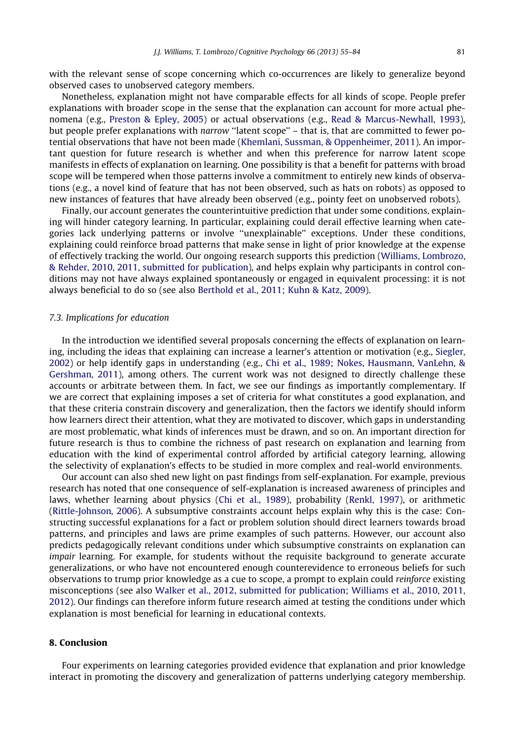with the relevant sense of scope concerning which co-occurrences are likely to generalize beyond observed cases to unobserved category members.

Nonetheless, explanation might not have comparable effects for all kinds of scope. People prefer explanations with broader scope in the sense that the explanation can account for more actual phenomena (e.g., Preston & Epley, 2005) or actual observations (e.g., Read & Marcus-Newhall, 1993), but people prefer explanations with *narrow* ''latent scope'' – that is, that are committed to fewer potential observations that have not been made (Khemlani, Sussman, & Oppenheimer, 2011). An important question for future research is whether and when this preference for narrow latent scope manifests in effects of explanation on learning. One possibility is that a benefit for patterns with broad scope will be tempered when those patterns involve a commitment to entirely new kinds of observations (e.g., a novel kind of feature that has not been observed, such as hats on robots) as opposed to new instances of features that have already been observed (e.g., pointy feet on unobserved robots).

Finally, our account generates the counterintuitive prediction that under some conditions, explaining will hinder category learning. In particular, explaining could derail effective learning when categories lack underlying patterns or involve ''unexplainable'' exceptions. Under these conditions, explaining could reinforce broad patterns that make sense in light of prior knowledge at the expense of effectively tracking the world. Our ongoing research supports this prediction (Williams, Lombrozo, & Rehder, 2010, 2011, submitted for publication), and helps explain why participants in control conditions may not have always explained spontaneously or engaged in equivalent processing: it is not always beneficial to do so (see also Berthold et al., 2011; Kuhn & Katz, 2009).

### 7.3. Implications for education

In the introduction we identified several proposals concerning the effects of explanation on learning, including the ideas that explaining can increase a learner's attention or motivation (e.g., Siegler, 2002) or help identify gaps in understanding (e.g., Chi et al., 1989; Nokes, Hausmann, VanLehn, & Gershman, 2011), among others. The current work was not designed to directly challenge these accounts or arbitrate between them. In fact, we see our findings as importantly complementary. If we are correct that explaining imposes a set of criteria for what constitutes a good explanation, and that these criteria constrain discovery and generalization, then the factors we identify should inform how learners direct their attention, what they are motivated to discover, which gaps in understanding are most problematic, what kinds of inferences must be drawn, and so on. An important direction for future research is thus to combine the richness of past research on explanation and learning from education with the kind of experimental control afforded by artificial category learning, allowing the selectivity of explanation's effects to be studied in more complex and real-world environments.

Our account can also shed new light on past findings from self-explanation. For example, previous research has noted that one consequence of self-explanation is increased awareness of principles and laws, whether learning about physics (Chi et al., 1989), probability (Renkl, 1997), or arithmetic (Rittle-Johnson, 2006). A subsumptive constraints account helps explain why this is the case: Constructing successful explanations for a fact or problem solution should direct learners towards broad patterns, and principles and laws are prime examples of such patterns. However, our account also predicts pedagogically relevant conditions under which subsumptive constraints on explanation can *impair* learning. For example, for students without the requisite background to generate accurate generalizations, or who have not encountered enough counterevidence to erroneous beliefs for such observations to trump prior knowledge as a cue to scope, a prompt to explain could *reinforce* existing misconceptions (see also Walker et al., 2012, submitted for publication; Williams et al., 2010, 2011, 2012). Our findings can therefore inform future research aimed at testing the conditions under which explanation is most beneficial for learning in educational contexts.

## 8. Conclusion

Four experiments on learning categories provided evidence that explanation and prior knowledge interact in promoting the discovery and generalization of patterns underlying category membership.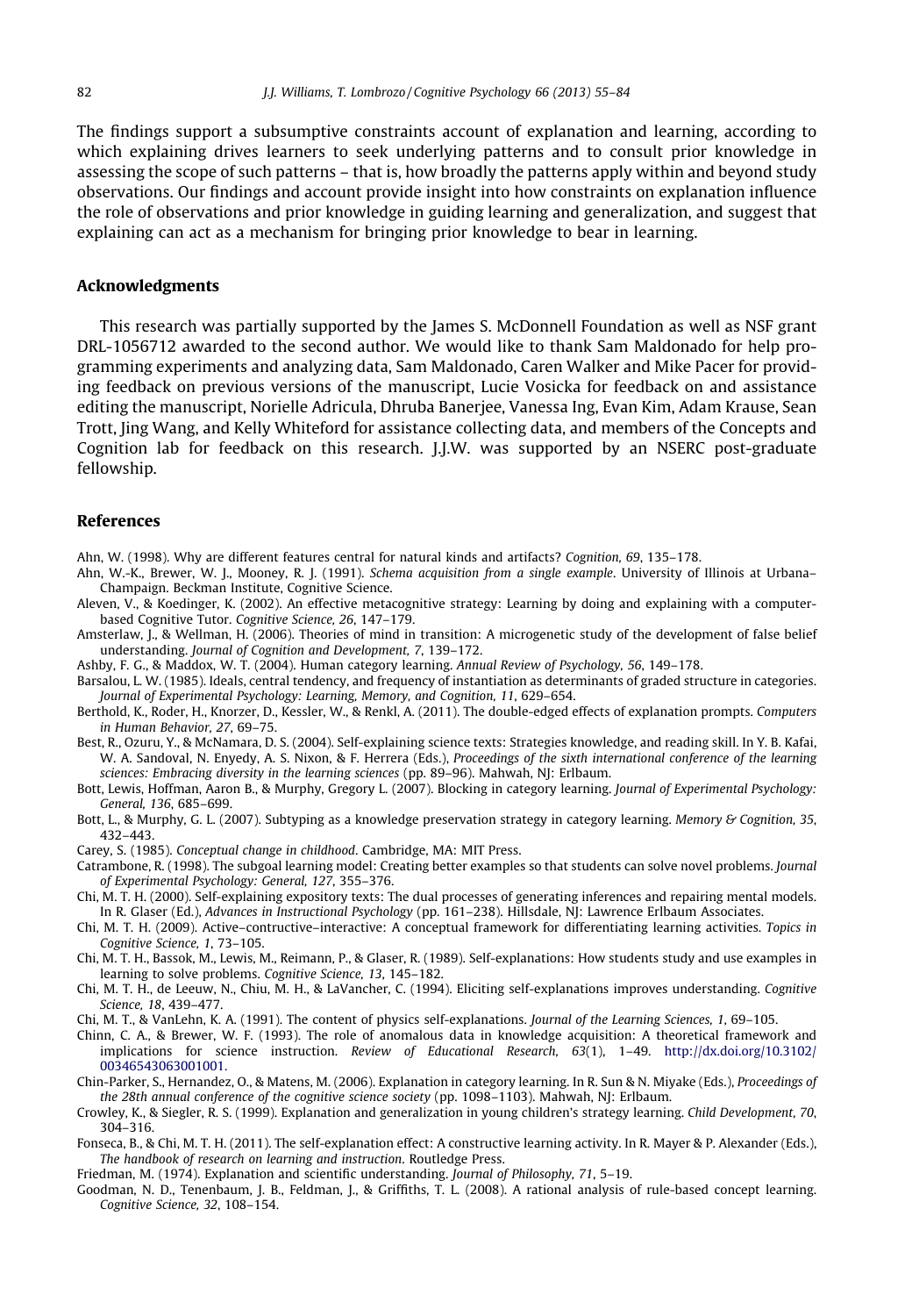The findings support a subsumptive constraints account of explanation and learning, according to which explaining drives learners to seek underlying patterns and to consult prior knowledge in assessing the scope of such patterns – that is, how broadly the patterns apply within and beyond study observations. Our findings and account provide insight into how constraints on explanation influence the role of observations and prior knowledge in guiding learning and generalization, and suggest that explaining can act as a mechanism for bringing prior knowledge to bear in learning.

## Acknowledgments

This research was partially supported by the James S. McDonnell Foundation as well as NSF grant DRL-1056712 awarded to the second author. We would like to thank Sam Maldonado for help programming experiments and analyzing data, Sam Maldonado, Caren Walker and Mike Pacer for providing feedback on previous versions of the manuscript, Lucie Vosicka for feedback on and assistance editing the manuscript, Norielle Adricula, Dhruba Banerjee, Vanessa Ing, Evan Kim, Adam Krause, Sean Trott, Jing Wang, and Kelly Whiteford for assistance collecting data, and members of the Concepts and Cognition lab for feedback on this research. J.J.W. was supported by an NSERC post-graduate fellowship.

## References

Ahn, W. (1998). Why are different features central for natural kinds and artifacts? *Cognition, 69*, 135–178.

Ahn, W.-K., Brewer, W. J., Mooney, R. J. (1991). *Schema acquisition from a single example*. University of Illinois at Urbana–Champaign. Beckman Institute, Cognitive Science.

Aleven, V., & Koedinger, K. (2002). An effective metacognitive strategy: Learning by doing and explaining with a computer-based Cognitive Tutor. *Cognitive Science, 26*, 147–179.

Amsterlaw, J., & Wellman, H. (2006). Theories of mind in transition: A microgenetic study of the development of false belief understanding. *Journal of Cognition and Development, 7*, 139–172.

Ashby, F. G., & Maddox, W. T. (2004). Human category learning. *Annual Review of Psychology, 56*, 149–178.

Barsalou, L. W. (1985). Ideals, central tendency, and frequency of instantiation as determinants of graded structure in categories. *Journal of Experimental Psychology: Learning, Memory, and Cognition, 11*, 629–654.

Berthold, K., Roder, H., Knorzer, D., Kessler, W., & Renkl, A. (2011). The double-edged effects of explanation prompts. *Computers in Human Behavior, 27*, 69–75.

Best, R., Ozuru, Y., & McNamara, D. S. (2004). Self-explaining science texts: Strategies knowledge, and reading skill. In Y. B. Kafai, W. A. Sandoval, N. Enyedy, A. S. Nixon, & F. Herrera (Eds.), *Proceedings of the sixth international conference of the learning sciences: Embracing diversity in the learning sciences* (pp. 89–96). Mahwah, NJ: Erlbaum.

Bott, Lewis, Hoffman, Aaron B., & Murphy, Gregory L. (2007). Blocking in category learning. *Journal of Experimental Psychology: General, 136*, 685–699.

Bott, L., & Murphy, G. L. (2007). Subtyping as a knowledge preservation strategy in category learning. *Memory & Cognition, 35*, 432–443.

Carey, S. (1985). *Conceptual change in childhood*. Cambridge, MA: MIT Press.

Catrambone, R. (1998). The subgoal learning model: Creating better examples so that students can solve novel problems. *Journal of Experimental Psychology: General, 127*, 355–376.

Chi, M. T. H. (2000). Self-explaining expository texts: The dual processes of generating inferences and repairing mental models. In R. Glaser (Ed.), *Advances in Instructional Psychology* (pp. 161–238). Hillsdale, NJ: Lawrence Erlbaum Associates.

Chi, M. T. H. (2009). Active–contructive–interactive: A conceptual framework for differentiating learning activities. *Topics in Cognitive Science, 1*, 73–105.

Chi, M. T. H., Bassok, M., Lewis, M., Reimann, P., & Glaser, R. (1989). Self-explanations: How students study and use examples in learning to solve problems. *Cognitive Science, 13*, 145–182.

Chi, M. T. H., de Leeuw, N., Chiu, M. H., & LaVancher, C. (1994). Eliciting self-explanations improves understanding. *Cognitive Science, 18*, 439–477.

Chi, M. T., & VanLehn, K. A. (1991). The content of physics self-explanations. *Journal of the Learning Sciences, 1*, 69–105.

Chinn, C. A., & Brewer, W. F. (1993). The role of anomalous data in knowledge acquisition: A theoretical framework and implications for science instruction. *Review of Educational Research, 63*(1), 1–49. http://dx.doi.org/10.3102/00346543063001001.

Chin-Parker, S., Hernandez, O., & Matens, M. (2006). Explanation in category learning. In R. Sun & N. Miyake (Eds.), *Proceedings of the 28th annual conference of the cognitive science society* (pp. 1098–1103). Mahwah, NJ: Erlbaum.

Crowley, K., & Siegler, R. S. (1999). Explanation and generalization in young children's strategy learning. *Child Development, 70*, 304–316.

Fonseca, B., & Chi, M. T. H. (2011). The self-explanation effect: A constructive learning activity. In R. Mayer & P. Alexander (Eds.), *The handbook of research on learning and instruction*. Routledge Press.

Friedman, M. (1974). Explanation and scientific understanding. *Journal of Philosophy, 71*, 5–19.

Goodman, N. D., Tenenbaum, J. B., Feldman, J., & Griffiths, T. L. (2008). A rational analysis of rule-based concept learning. *Cognitive Science, 32*, 108–154.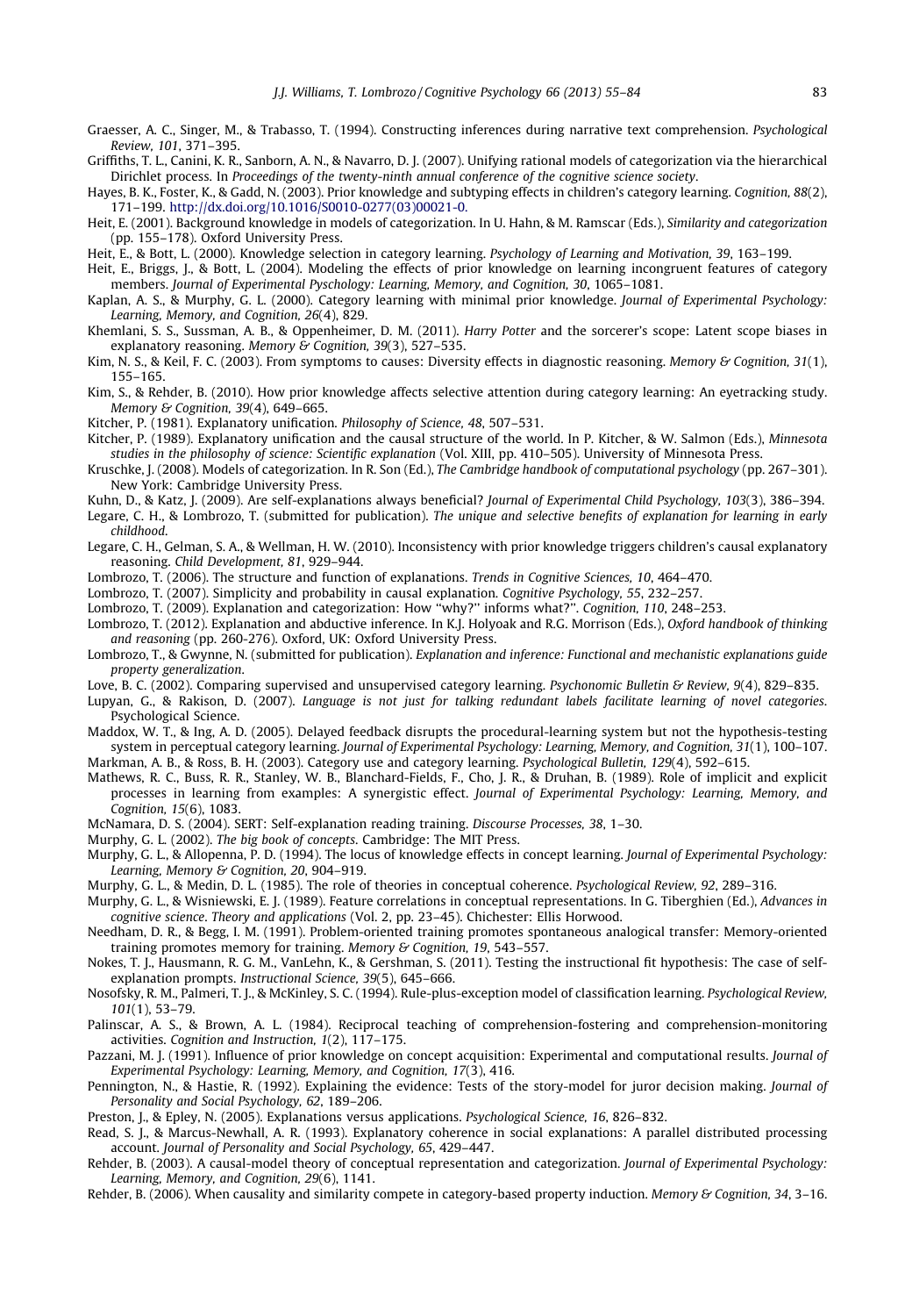Graesser, A. C., Singer, M., & Trabasso, T. (1994). Constructing inferences during narrative text comprehension. *Psychological Review, 101*, 371–395.

Griffiths, T. L., Canini, K. R., Sanborn, A. N., & Navarro, D. J. (2007). Unifying rational models of categorization via the hierarchical Dirichlet process. In *Proceedings of the twenty-ninth annual conference of the cognitive science society*.

Hayes, B. K., Foster, K., & Gadd, N. (2003). Prior knowledge and subtyping effects in children's category learning. *Cognition, 88*(2), 171–199. http://dx.doi.org/10.1016/S0010-0277(03)00021-0.

Heit, E. (2001). Background knowledge in models of categorization. In U. Hahn, & M. Ramscar (Eds.), *Similarity and categorization* (pp. 155–178). Oxford University Press.

Heit, E., & Bott, L. (2000). Knowledge selection in category learning. *Psychology of Learning and Motivation, 39*, 163–199.

Heit, E., Briggs, J., & Bott, L. (2004). Modeling the effects of prior knowledge on learning incongruent features of category members. *Journal of Experimental Pyschology: Learning, Memory, and Cognition, 30*, 1065–1081.

Kaplan, A. S., & Murphy, G. L. (2000). Category learning with minimal prior knowledge. *Journal of Experimental Psychology: Learning, Memory, and Cognition, 26*(4), 829.

Khemlani, S. S., Sussman, A. B., & Oppenheimer, D. M. (2011). *Harry Potter* and the sorcerer's scope: Latent scope biases in explanatory reasoning. *Memory & Cognition, 39*(3), 527–535.

Kim, N. S., & Keil, F. C. (2003). From symptoms to causes: Diversity effects in diagnostic reasoning. *Memory & Cognition, 31*(1), 155–165.

Kim, S., & Rehder, B. (2010). How prior knowledge affects selective attention during category learning: An eyetracking study. *Memory & Cognition, 39*(4), 649–665.

Kitcher, P. (1981). Explanatory unification. *Philosophy of Science, 48*, 507–531.

Kitcher, P. (1989). Explanatory unification and the causal structure of the world. In P. Kitcher, & W. Salmon (Eds.), *Minnesota studies in the philosophy of science: Scientific explanation* (Vol. XIII, pp. 410–505). University of Minnesota Press.

Kruschke, J. (2008). Models of categorization. In R. Son (Ed.), *The Cambridge handbook of computational psychology* (pp. 267–301). New York: Cambridge University Press.

Kuhn, D., & Katz, J. (2009). Are self-explanations always beneficial? *Journal of Experimental Child Psychology, 103*(3), 386–394.

Legare, C. H., & Lombrozo, T. (submitted for publication). *The unique and selective benefits of explanation for learning in early childhood*.

Legare, C. H., Gelman, S. A., & Wellman, H. W. (2010). Inconsistency with prior knowledge triggers children's causal explanatory reasoning. *Child Development, 81*, 929–944.

Lombrozo, T. (2006). The structure and function of explanations. *Trends in Cognitive Sciences, 10*, 464–470.

Lombrozo, T. (2007). Simplicity and probability in causal explanation. *Cognitive Psychology, 55*, 232–257.

Lombrozo, T. (2009). Explanation and categorization: How "why?" informs what?". *Cognition, 110*, 248–253.

Lombrozo, T. (2012). Explanation and abductive inference. In K.J. Holyoak and R.G. Morrison (Eds.), *Oxford handbook of thinking and reasoning* (pp. 260-276). Oxford, UK: Oxford University Press.

Lombrozo, T., & Gwynne, N. (submitted for publication). *Explanation and inference: Functional and mechanistic explanations guide property generalization*.

Love, B. C. (2002). Comparing supervised and unsupervised category learning. *Psychonomic Bulletin & Review, 9*(4), 829–835.

Lupyan, G., & Rakison, D. (2007). *Language is not just for talking redundant labels facilitate learning of novel categories*. Psychological Science.

Maddox, W. T., & Ing, A. D. (2005). Delayed feedback disrupts the procedural-learning system but not the hypothesis-testing system in perceptual category learning. *Journal of Experimental Psychology: Learning, Memory, and Cognition, 31*(1), 100–107.

Markman, A. B., & Ross, B. H. (2003). Category use and category learning. *Psychological Bulletin, 129*(4), 592–615.

Mathews, R. C., Buss, R. R., Stanley, W. B., Blanchard-Fields, F., Cho, J. R., & Druhan, B. (1989). Role of implicit and explicit processes in learning from examples: A synergistic effect. *Journal of Experimental Psychology: Learning, Memory, and Cognition, 15*(6), 1083.

McNamara, D. S. (2004). SERT: Self-explanation reading training. *Discourse Processes, 38*, 1–30.

Murphy, G. L. (2002). *The big book of concepts*. Cambridge: The MIT Press.

Murphy, G. L., & Allopenna, P. D. (1994). The locus of knowledge effects in concept learning. *Journal of Experimental Psychology: Learning, Memory & Cognition, 20*, 904–919.

Murphy, G. L., & Medin, D. L. (1985). The role of theories in conceptual coherence. *Psychological Review, 92*, 289–316.

Murphy, G. L., & Wisniewski, E. J. (1989). Feature correlations in conceptual representations. In G. Tiberghien (Ed.), *Advances in cognitive science. Theory and applications* (Vol. 2, pp. 23–45). Chichester: Ellis Horwood.

Needham, D. R., & Begg, I. M. (1991). Problem-oriented training promotes spontaneous analogical transfer: Memory-oriented training promotes memory for training. *Memory & Cognition, 19*, 543–557.

Nokes, T. J., Hausmann, R. G. M., VanLehn, K., & Gershman, S. (2011). Testing the instructional fit hypothesis: The case of self-explanation prompts. *Instructional Science, 39*(5), 645–666.

Nosofsky, R. M., Palmeri, T. J., & McKinley, S. C. (1994). Rule-plus-exception model of classification learning. *Psychological Review, 101*(1), 53–79.

Palinscar, A. S., & Brown, A. L. (1984). Reciprocal teaching of comprehension-fostering and comprehension-monitoring activities. *Cognition and Instruction, 1*(2), 117–175.

Pazzani, M. J. (1991). Influence of prior knowledge on concept acquisition: Experimental and computational results. *Journal of Experimental Psychology: Learning, Memory, and Cognition, 17*(3), 416.

Pennington, N., & Hastie, R. (1992). Explaining the evidence: Tests of the story-model for juror decision making. *Journal of Personality and Social Psychology, 62*, 189–206.

Preston, J., & Epley, N. (2005). Explanations versus applications. *Psychological Science, 16*, 826–832.

Read, S. J., & Marcus-Newhall, A. R. (1993). Explanatory coherence in social explanations: A parallel distributed processing account. *Journal of Personality and Social Psychology, 65*, 429–447.

Rehder, B. (2003). A causal-model theory of conceptual representation and categorization. *Journal of Experimental Psychology: Learning, Memory, and Cognition, 29*(6), 1141.

Rehder, B. (2006). When causality and similarity compete in category-based property induction. *Memory & Cognition, 34*, 3–16.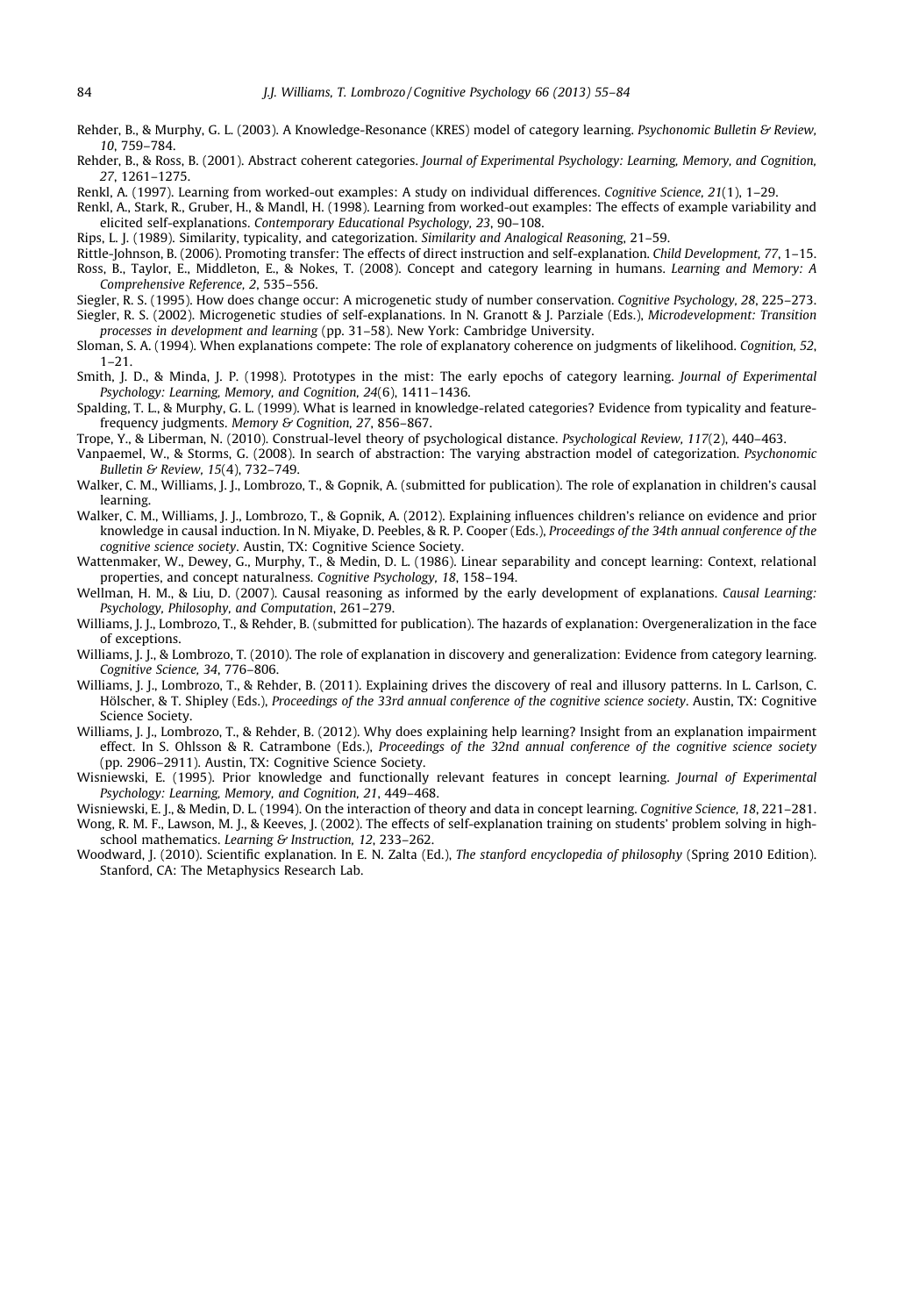Rehder, B., & Murphy, G. L. (2003). A Knowledge-Resonance (KRES) model of category learning. *Psychonomic Bulletin & Review, 10*, 759–784.

Rehder, B., & Ross, B. (2001). Abstract coherent categories. *Journal of Experimental Psychology: Learning, Memory, and Cognition, 27*, 1261–1275.

Renkl, A. (1997). Learning from worked-out examples: A study on individual differences. *Cognitive Science, 21*(1), 1–29.

Renkl, A., Stark, R., Gruber, H., & Mandl, H. (1998). Learning from worked-out examples: The effects of example variability and elicited self-explanations. *Contemporary Educational Psychology, 23*, 90–108.

Rips, L. J. (1989). Similarity, typicality, and categorization. *Similarity and Analogical Reasoning*, 21–59.

Rittle-Johnson, B. (2006). Promoting transfer: The effects of direct instruction and self-explanation. *Child Development, 77*, 1–15.

Ross, B., Taylor, E., Middleton, E., & Nokes, T. (2008). Concept and category learning in humans. *Learning and Memory: A Comprehensive Reference, 2*, 535–556.

Siegler, R. S. (1995). How does change occur: A microgenetic study of number conservation. *Cognitive Psychology, 28*, 225–273.

Siegler, R. S. (2002). Microgenetic studies of self-explanations. In N. Granott & J. Parziale (Eds.), *Microdevelopment: Transition processes in development and learning* (pp. 31–58). New York: Cambridge University.

Sloman, S. A. (1994). When explanations compete: The role of explanatory coherence on judgments of likelihood. *Cognition, 52*, 1–21.

Smith, J. D., & Minda, J. P. (1998). Prototypes in the mist: The early epochs of category learning. *Journal of Experimental Psychology: Learning, Memory, and Cognition, 24*(6), 1411–1436.

Spalding, T. L., & Murphy, G. L. (1999). What is learned in knowledge-related categories? Evidence from typicality and feature-frequency judgments. *Memory & Cognition, 27*, 856–867.

Trope, Y., & Liberman, N. (2010). Construal-level theory of psychological distance. *Psychological Review, 117*(2), 440–463.

Vanpaemel, W., & Storms, G. (2008). In search of abstraction: The varying abstraction model of categorization. *Psychonomic Bulletin & Review, 15*(4), 732–749.

Walker, C. M., Williams, J. J., Lombrozo, T., & Gopnik, A. (submitted for publication). The role of explanation in children's causal learning.

Walker, C. M., Williams, J. J., Lombrozo, T., & Gopnik, A. (2012). Explaining influences children's reliance on evidence and prior knowledge in causal induction. In N. Miyake, D. Peebles, & R. P. Cooper (Eds.), *Proceedings of the 34th annual conference of the cognitive science society*. Austin, TX: Cognitive Science Society.

Wattenmaker, W., Dewey, G., Murphy, T., & Medin, D. L. (1986). Linear separability and concept learning: Context, relational properties, and concept naturalness. *Cognitive Psychology, 18*, 158–194.

Wellman, H. M., & Liu, D. (2007). Causal reasoning as informed by the early development of explanations. *Causal Learning: Psychology, Philosophy, and Computation*, 261–279.

Williams, J. J., Lombrozo, T., & Rehder, B. (submitted for publication). The hazards of explanation: Overgeneralization in the face of exceptions.

Williams, J. J., & Lombrozo, T. (2010). The role of explanation in discovery and generalization: Evidence from category learning. *Cognitive Science, 34*, 776–806.

Williams, J. J., Lombrozo, T., & Rehder, B. (2011). Explaining drives the discovery of real and illusory patterns. In L. Carlson, C. Hölscher, & T. Shipley (Eds.), *Proceedings of the 33rd annual conference of the cognitive science society*. Austin, TX: Cognitive Science Society.

Williams, J. J., Lombrozo, T., & Rehder, B. (2012). Why does explaining help learning? Insight from an explanation impairment effect. In S. Ohlsson & R. Catrambone (Eds.), *Proceedings of the 32nd annual conference of the cognitive science society* (pp. 2906–2911). Austin, TX: Cognitive Science Society.

Wisniewski, E. (1995). Prior knowledge and functionally relevant features in concept learning. *Journal of Experimental Psychology: Learning, Memory, and Cognition, 21*, 449–468.

Wisniewski, E. J., & Medin, D. L. (1994). On the interaction of theory and data in concept learning. *Cognitive Science, 18*, 221–281.

Wong, R. M. F., Lawson, M. J., & Keeves, J. (2002). The effects of self-explanation training on students' problem solving in high-school mathematics. *Learning & Instruction, 12*, 233–262.

Woodward, J. (2010). Scientific explanation. In E. N. Zalta (Ed.), *The stanford encyclopedia of philosophy* (Spring 2010 Edition). Stanford, CA: The Metaphysics Research Lab.